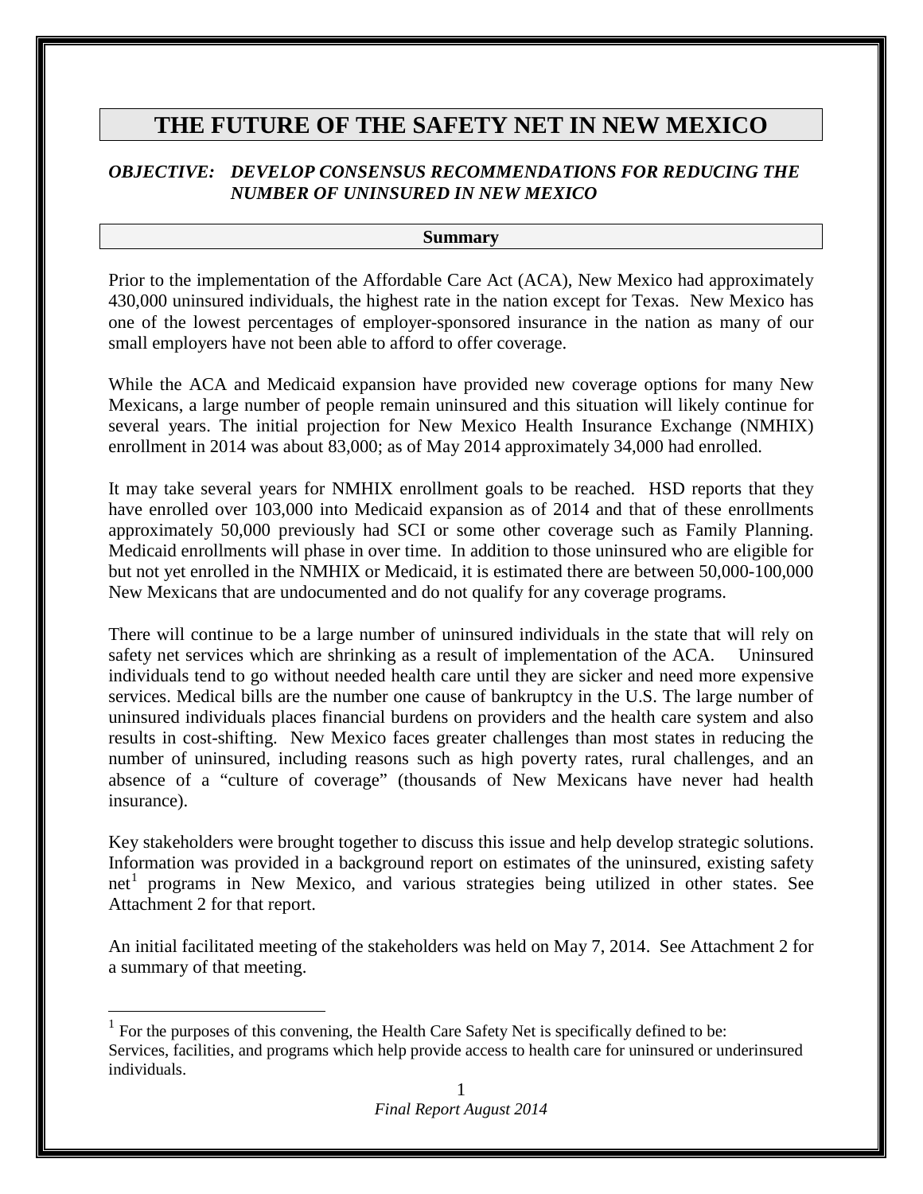# THE FUTURE OF THE SAFETY NET IN NEW MEXICO

***OBJECTIVE: DEVELOP CONSENSUS RECOMMENDATIONS FOR REDUCING THE NUMBER OF UNINSURED IN NEW MEXICO***

## Summary

Prior to the implementation of the Affordable Care Act (ACA), New Mexico had approximately 430,000 uninsured individuals, the highest rate in the nation except for Texas. New Mexico has one of the lowest percentages of employer-sponsored insurance in the nation as many of our small employers have not been able to afford to offer coverage.

While the ACA and Medicaid expansion have provided new coverage options for many New Mexicans, a large number of people remain uninsured and this situation will likely continue for several years. The initial projection for New Mexico Health Insurance Exchange (NMHIX) enrollment in 2014 was about 83,000; as of May 2014 approximately 34,000 had enrolled.

It may take several years for NMHIX enrollment goals to be reached. HSD reports that they have enrolled over 103,000 into Medicaid expansion as of 2014 and that of these enrollments approximately 50,000 previously had SCI or some other coverage such as Family Planning. Medicaid enrollments will phase in over time. In addition to those uninsured who are eligible for but not yet enrolled in the NMHIX or Medicaid, it is estimated there are between 50,000-100,000 New Mexicans that are undocumented and do not qualify for any coverage programs.

There will continue to be a large number of uninsured individuals in the state that will rely on safety net services which are shrinking as a result of implementation of the ACA. Uninsured individuals tend to go without needed health care until they are sicker and need more expensive services. Medical bills are the number one cause of bankruptcy in the U.S. The large number of uninsured individuals places financial burdens on providers and the health care system and also results in cost-shifting. New Mexico faces greater challenges than most states in reducing the number of uninsured, including reasons such as high poverty rates, rural challenges, and an absence of a "culture of coverage" (thousands of New Mexicans have never had health insurance).

Key stakeholders were brought together to discuss this issue and help develop strategic solutions. Information was provided in a background report on estimates of the uninsured, existing safety net[1] programs in New Mexico, and various strategies being utilized in other states. See Attachment 2 for that report.

An initial facilitated meeting of the stakeholders was held on May 7, 2014. See Attachment 2 for a summary of that meeting.

---

[1] For the purposes of this convening, the Health Care Safety Net is specifically defined to be: Services, facilities, and programs which help provide access to health care for uninsured or underinsured individuals.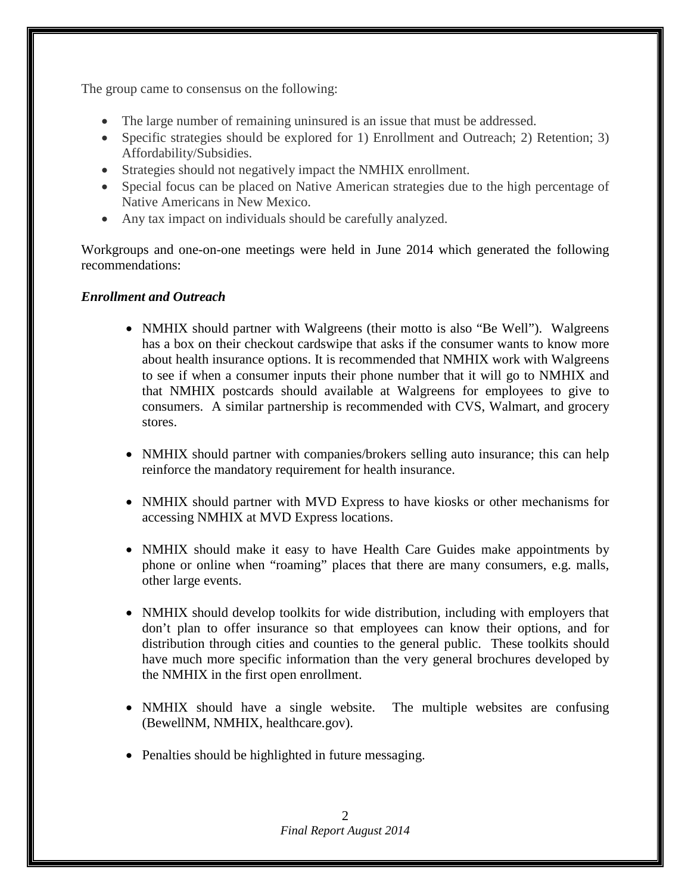The group came to consensus on the following:

- The large number of remaining uninsured is an issue that must be addressed.
- Specific strategies should be explored for 1) Enrollment and Outreach; 2) Retention; 3) Affordability/Subsidies.
- Strategies should not negatively impact the NMHIX enrollment.
- Special focus can be placed on Native American strategies due to the high percentage of Native Americans in New Mexico.
- Any tax impact on individuals should be carefully analyzed.

Workgroups and one-on-one meetings were held in June 2014 which generated the following recommendations:

***Enrollment and Outreach***

- NMHIX should partner with Walgreens (their motto is also "Be Well"). Walgreens has a box on their checkout cardswipe that asks if the consumer wants to know more about health insurance options. It is recommended that NMHIX work with Walgreens to see if when a consumer inputs their phone number that it will go to NMHIX and that NMHIX postcards should available at Walgreens for employees to give to consumers. A similar partnership is recommended with CVS, Walmart, and grocery stores.

- NMHIX should partner with companies/brokers selling auto insurance; this can help reinforce the mandatory requirement for health insurance.

- NMHIX should partner with MVD Express to have kiosks or other mechanisms for accessing NMHIX at MVD Express locations.

- NMHIX should make it easy to have Health Care Guides make appointments by phone or online when "roaming" places that there are many consumers, e.g. malls, other large events.

- NMHIX should develop toolkits for wide distribution, including with employers that don't plan to offer insurance so that employees can know their options, and for distribution through cities and counties to the general public. These toolkits should have much more specific information than the very general brochures developed by the NMHIX in the first open enrollment.

- NMHIX should have a single website. The multiple websites are confusing (BewellNM, NMHIX, healthcare.gov).

- Penalties should be highlighted in future messaging.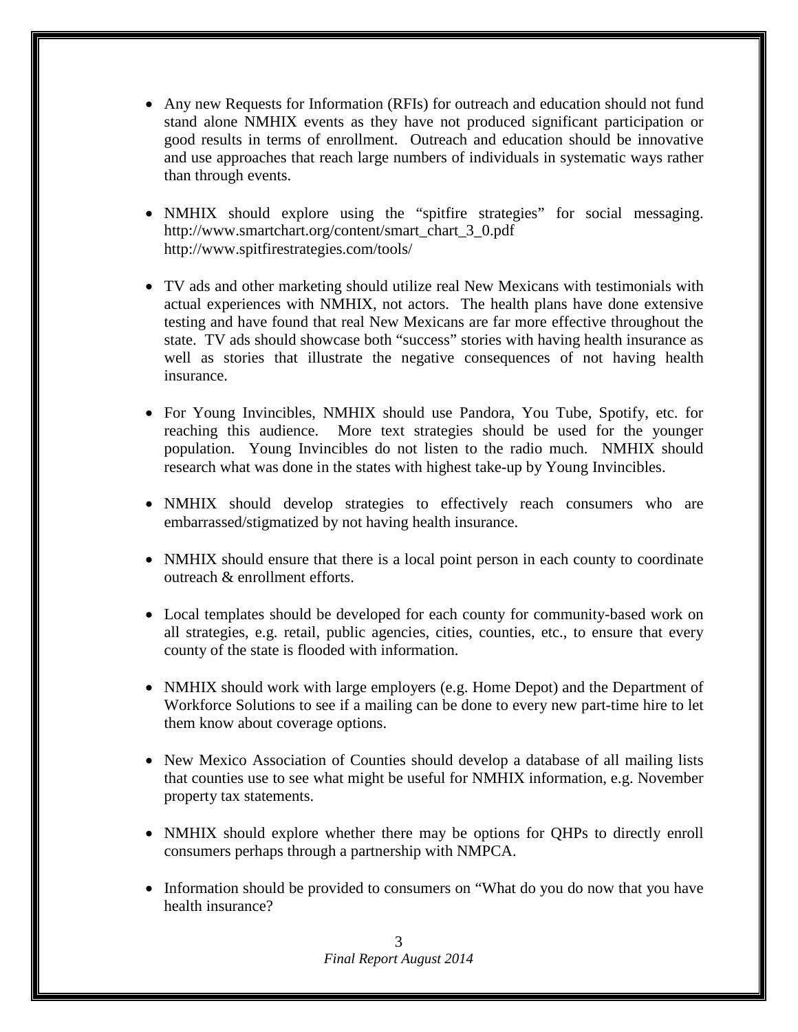- Any new Requests for Information (RFIs) for outreach and education should not fund stand alone NMHIX events as they have not produced significant participation or good results in terms of enrollment. Outreach and education should be innovative and use approaches that reach large numbers of individuals in systematic ways rather than through events.

- NMHIX should explore using the "spitfire strategies" for social messaging. http://www.smartchart.org/content/smart_chart_3_0.pdf http://www.spitfirestrategies.com/tools/

- TV ads and other marketing should utilize real New Mexicans with testimonials with actual experiences with NMHIX, not actors. The health plans have done extensive testing and have found that real New Mexicans are far more effective throughout the state. TV ads should showcase both "success" stories with having health insurance as well as stories that illustrate the negative consequences of not having health insurance.

- For Young Invincibles, NMHIX should use Pandora, You Tube, Spotify, etc. for reaching this audience. More text strategies should be used for the younger population. Young Invincibles do not listen to the radio much. NMHIX should research what was done in the states with highest take-up by Young Invincibles.

- NMHIX should develop strategies to effectively reach consumers who are embarrassed/stigmatized by not having health insurance.

- NMHIX should ensure that there is a local point person in each county to coordinate outreach & enrollment efforts.

- Local templates should be developed for each county for community-based work on all strategies, e.g. retail, public agencies, cities, counties, etc., to ensure that every county of the state is flooded with information.

- NMHIX should work with large employers (e.g. Home Depot) and the Department of Workforce Solutions to see if a mailing can be done to every new part-time hire to let them know about coverage options.

- New Mexico Association of Counties should develop a database of all mailing lists that counties use to see what might be useful for NMHIX information, e.g. November property tax statements.

- NMHIX should explore whether there may be options for QHPs to directly enroll consumers perhaps through a partnership with NMPCA.

- Information should be provided to consumers on "What do you do now that you have health insurance?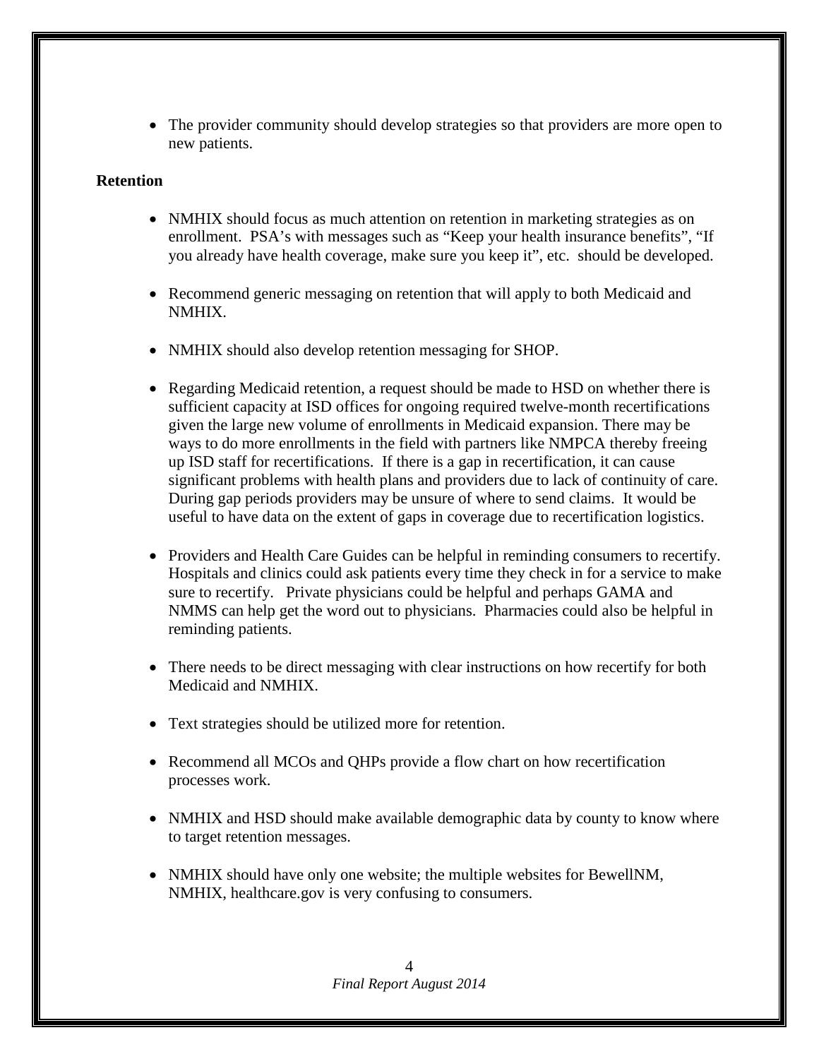- The provider community should develop strategies so that providers are more open to new patients.

**Retention**

- NMHIX should focus as much attention on retention in marketing strategies as on enrollment. PSA's with messages such as "Keep your health insurance benefits", "If you already have health coverage, make sure you keep it", etc. should be developed.

- Recommend generic messaging on retention that will apply to both Medicaid and NMHIX.

- NMHIX should also develop retention messaging for SHOP.

- Regarding Medicaid retention, a request should be made to HSD on whether there is sufficient capacity at ISD offices for ongoing required twelve-month recertifications given the large new volume of enrollments in Medicaid expansion. There may be ways to do more enrollments in the field with partners like NMPCA thereby freeing up ISD staff for recertifications. If there is a gap in recertification, it can cause significant problems with health plans and providers due to lack of continuity of care. During gap periods providers may be unsure of where to send claims. It would be useful to have data on the extent of gaps in coverage due to recertification logistics.

- Providers and Health Care Guides can be helpful in reminding consumers to recertify. Hospitals and clinics could ask patients every time they check in for a service to make sure to recertify. Private physicians could be helpful and perhaps GAMA and NMMS can help get the word out to physicians. Pharmacies could also be helpful in reminding patients.

- There needs to be direct messaging with clear instructions on how recertify for both Medicaid and NMHIX.

- Text strategies should be utilized more for retention.

- Recommend all MCOs and QHPs provide a flow chart on how recertification processes work.

- NMHIX and HSD should make available demographic data by county to know where to target retention messages.

- NMHIX should have only one website; the multiple websites for BewellNM, NMHIX, healthcare.gov is very confusing to consumers.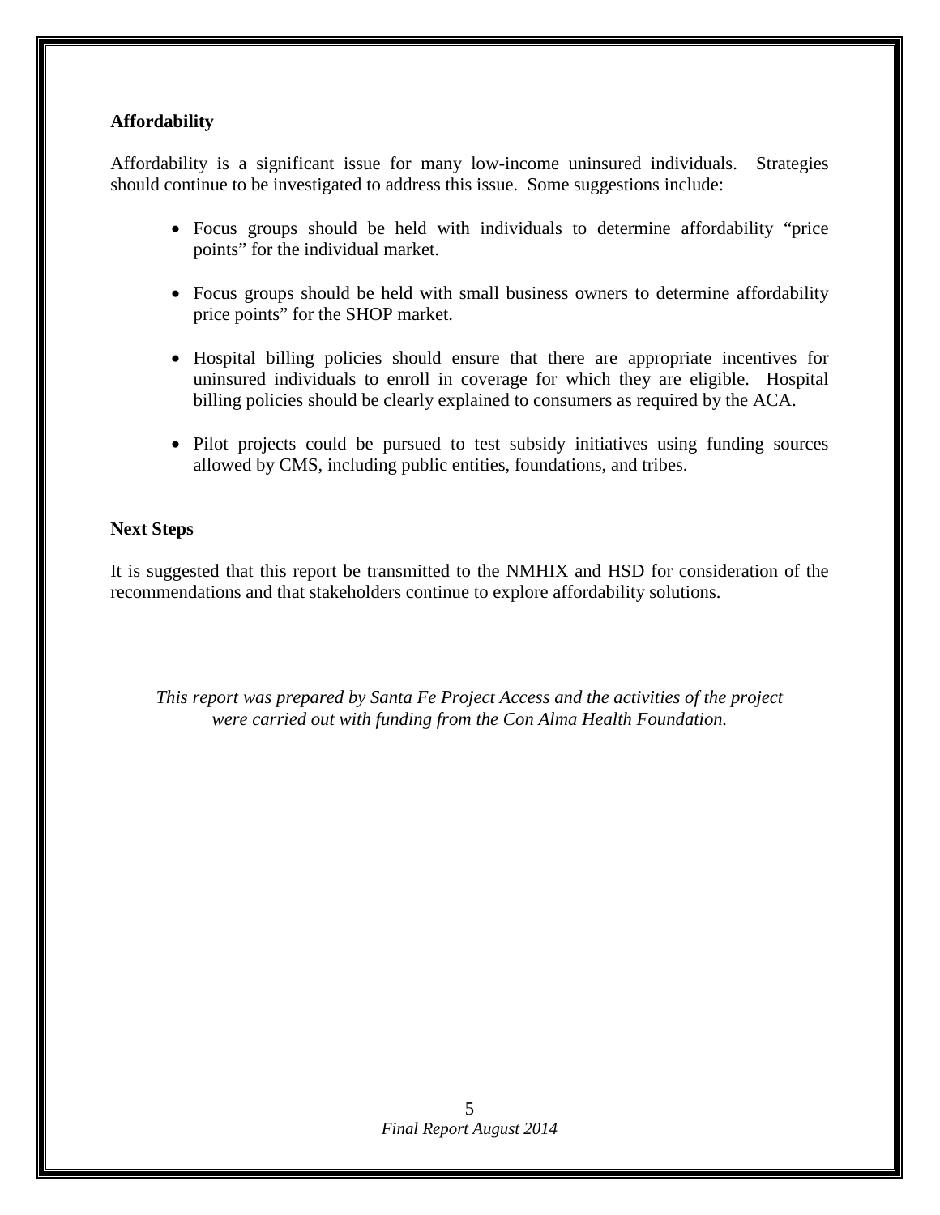**Affordability**

Affordability is a significant issue for many low-income uninsured individuals. Strategies should continue to be investigated to address this issue. Some suggestions include:

- Focus groups should be held with individuals to determine affordability "price points" for the individual market.
- Focus groups should be held with small business owners to determine affordability price points" for the SHOP market.
- Hospital billing policies should ensure that there are appropriate incentives for uninsured individuals to enroll in coverage for which they are eligible. Hospital billing policies should be clearly explained to consumers as required by the ACA.
- Pilot projects could be pursued to test subsidy initiatives using funding sources allowed by CMS, including public entities, foundations, and tribes.

**Next Steps**

It is suggested that this report be transmitted to the NMHIX and HSD for consideration of the recommendations and that stakeholders continue to explore affordability solutions.

*This report was prepared by Santa Fe Project Access and the activities of the project were carried out with funding from the Con Alma Health Foundation.*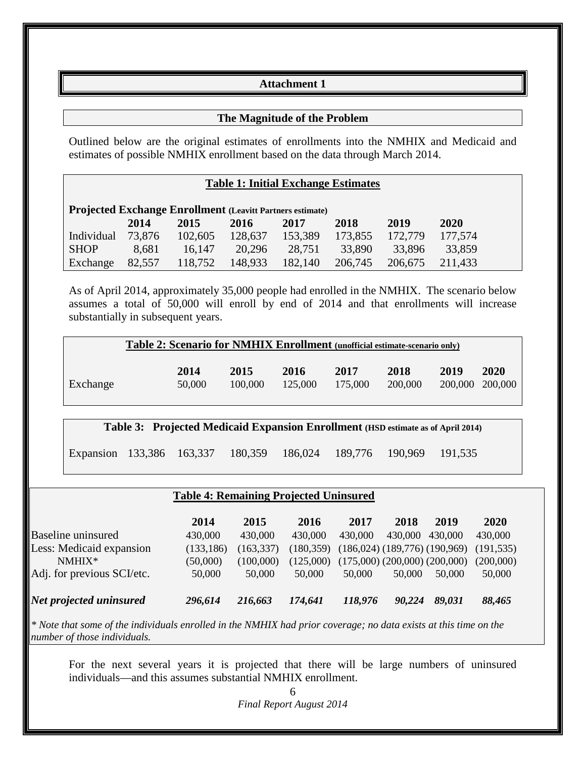# Attachment 1

## The Magnitude of the Problem

Outlined below are the original estimates of enrollments into the NMHIX and Medicaid and estimates of possible NMHIX enrollment based on the data through March 2014.

**Table 1: Initial Exchange Estimates**

**Projected Exchange Enrollment (Leavitt Partners estimate)**

| | 2014 | 2015 | 2016 | 2017 | 2018 | 2019 | 2020 |
|---|---|---|---|---|---|---|---|
| Individual | 73,876 | 102,605 | 128,637 | 153,389 | 173,855 | 172,779 | 177,574 |
| SHOP | 8,681 | 16,147 | 20,296 | 28,751 | 33,890 | 33,896 | 33,859 |
| Exchange | 82,557 | 118,752 | 148,933 | 182,140 | 206,745 | 206,675 | 211,433 |

As of April 2014, approximately 35,000 people had enrolled in the NMHIX. The scenario below assumes a total of 50,000 will enroll by end of 2014 and that enrollments will increase substantially in subsequent years.

**Table 2: Scenario for NMHIX Enrollment (unofficial estimate-scenario only)**

| | 2014 | 2015 | 2016 | 2017 | 2018 | 2019 | 2020 |
|---|---|---|---|---|---|---|---|
| Exchange | 50,000 | 100,000 | 125,000 | 175,000 | 200,000 | 200,000 | 200,000 |

**Table 3: Projected Medicaid Expansion Enrollment (HSD estimate as of April 2014)**

| | | | | | | | |
|---|---|---|---|---|---|---|---|
| Expansion | 133,386 | 163,337 | 180,359 | 186,024 | 189,776 | 190,969 | 191,535 |

**Table 4: Remaining Projected Uninsured**

| | 2014 | 2015 | 2016 | 2017 | 2018 | 2019 | 2020 |
|---|---|---|---|---|---|---|---|
| Baseline uninsured | 430,000 | 430,000 | 430,000 | 430,000 | 430,000 | 430,000 | 430,000 |
| Less: Medicaid expansion | (133,186) | (163,337) | (180,359) | (186,024) | (189,776) | (190,969) | (191,535) |
| NMHIX* | (50,000) | (100,000) | (125,000) | (175,000) | (200,000) | (200,000) | (200,000) |
| Adj. for previous SCI/etc. | 50,000 | 50,000 | 50,000 | 50,000 | 50,000 | 50,000 | 50,000 |
| ***Net projected uninsured*** | ***296,614*** | ***216,663*** | ***174,641*** | ***118,976*** | ***90,224*** | ***89,031*** | ***88,465*** |

*\* Note that some of the individuals enrolled in the NMHIX had prior coverage; no data exists at this time on the number of those individuals.*

For the next several years it is projected that there will be large numbers of uninsured individuals—and this assumes substantial NMHIX enrollment.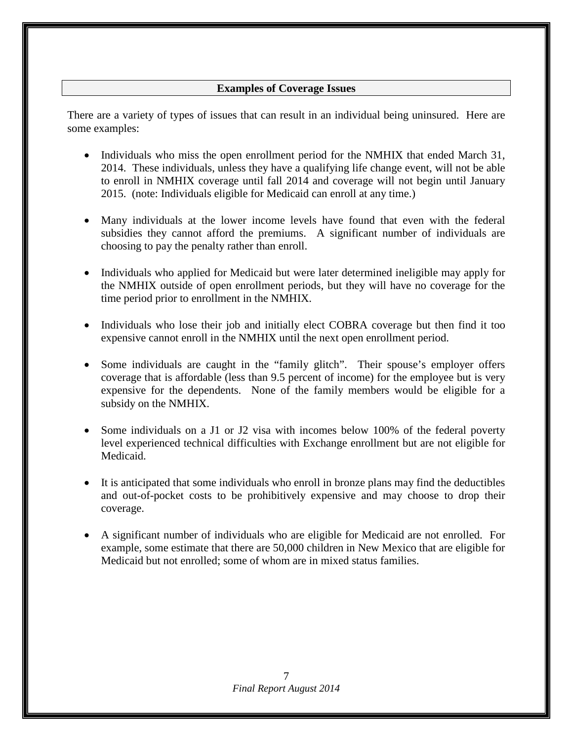## Examples of Coverage Issues

There are a variety of types of issues that can result in an individual being uninsured. Here are some examples:

- Individuals who miss the open enrollment period for the NMHIX that ended March 31, 2014. These individuals, unless they have a qualifying life change event, will not be able to enroll in NMHIX coverage until fall 2014 and coverage will not begin until January 2015. (note: Individuals eligible for Medicaid can enroll at any time.)

- Many individuals at the lower income levels have found that even with the federal subsidies they cannot afford the premiums. A significant number of individuals are choosing to pay the penalty rather than enroll.

- Individuals who applied for Medicaid but were later determined ineligible may apply for the NMHIX outside of open enrollment periods, but they will have no coverage for the time period prior to enrollment in the NMHIX.

- Individuals who lose their job and initially elect COBRA coverage but then find it too expensive cannot enroll in the NMHIX until the next open enrollment period.

- Some individuals are caught in the "family glitch". Their spouse's employer offers coverage that is affordable (less than 9.5 percent of income) for the employee but is very expensive for the dependents. None of the family members would be eligible for a subsidy on the NMHIX.

- Some individuals on a J1 or J2 visa with incomes below 100% of the federal poverty level experienced technical difficulties with Exchange enrollment but are not eligible for Medicaid.

- It is anticipated that some individuals who enroll in bronze plans may find the deductibles and out-of-pocket costs to be prohibitively expensive and may choose to drop their coverage.

- A significant number of individuals who are eligible for Medicaid are not enrolled. For example, some estimate that there are 50,000 children in New Mexico that are eligible for Medicaid but not enrolled; some of whom are in mixed status families.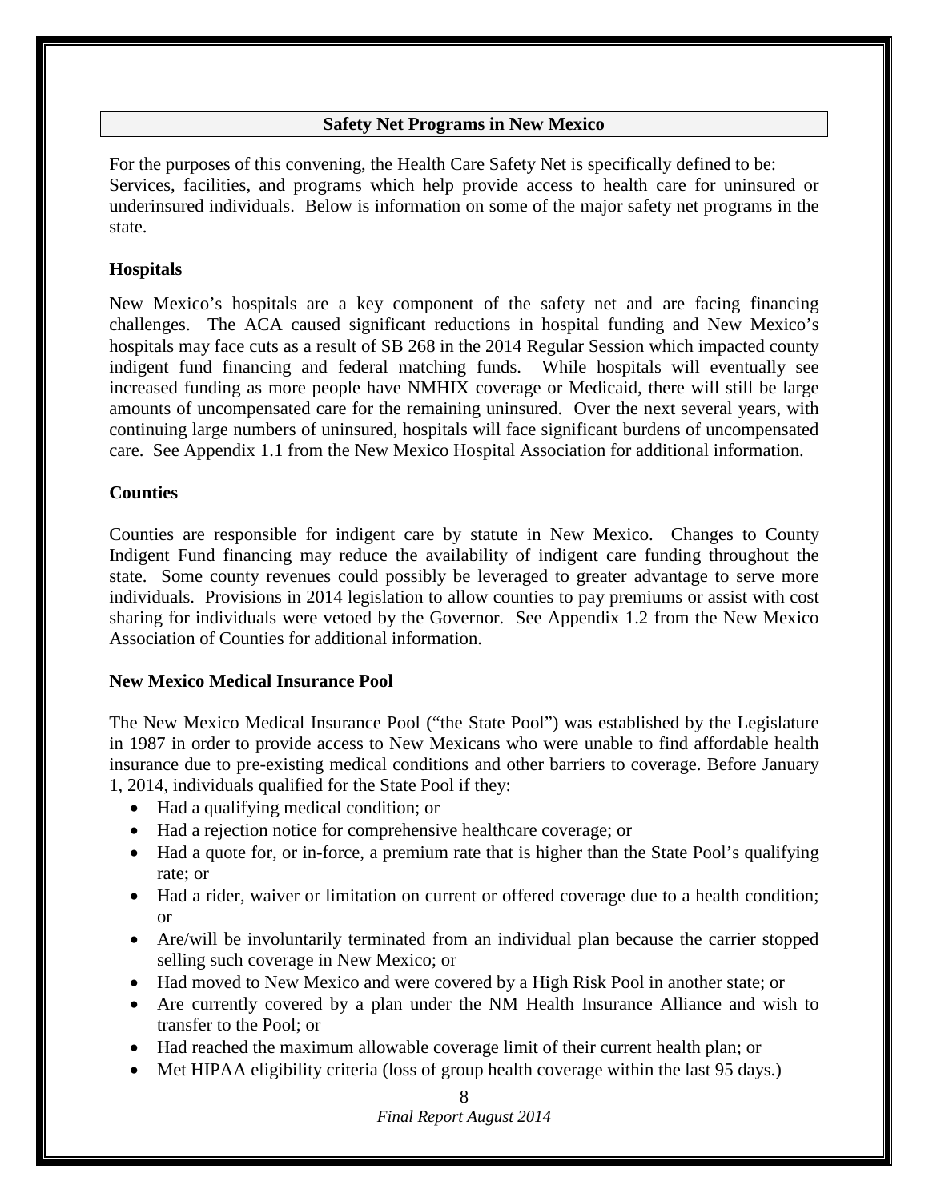## Safety Net Programs in New Mexico

For the purposes of this convening, the Health Care Safety Net is specifically defined to be: Services, facilities, and programs which help provide access to health care for uninsured or underinsured individuals. Below is information on some of the major safety net programs in the state.

### Hospitals

New Mexico's hospitals are a key component of the safety net and are facing financing challenges. The ACA caused significant reductions in hospital funding and New Mexico's hospitals may face cuts as a result of SB 268 in the 2014 Regular Session which impacted county indigent fund financing and federal matching funds. While hospitals will eventually see increased funding as more people have NMHIX coverage or Medicaid, there will still be large amounts of uncompensated care for the remaining uninsured. Over the next several years, with continuing large numbers of uninsured, hospitals will face significant burdens of uncompensated care. See Appendix 1.1 from the New Mexico Hospital Association for additional information.

### Counties

Counties are responsible for indigent care by statute in New Mexico. Changes to County Indigent Fund financing may reduce the availability of indigent care funding throughout the state. Some county revenues could possibly be leveraged to greater advantage to serve more individuals. Provisions in 2014 legislation to allow counties to pay premiums or assist with cost sharing for individuals were vetoed by the Governor. See Appendix 1.2 from the New Mexico Association of Counties for additional information.

### New Mexico Medical Insurance Pool

The New Mexico Medical Insurance Pool ("the State Pool") was established by the Legislature in 1987 in order to provide access to New Mexicans who were unable to find affordable health insurance due to pre-existing medical conditions and other barriers to coverage. Before January 1, 2014, individuals qualified for the State Pool if they:

- Had a qualifying medical condition; or
- Had a rejection notice for comprehensive healthcare coverage; or
- Had a quote for, or in-force, a premium rate that is higher than the State Pool's qualifying rate; or
- Had a rider, waiver or limitation on current or offered coverage due to a health condition; or
- Are/will be involuntarily terminated from an individual plan because the carrier stopped selling such coverage in New Mexico; or
- Had moved to New Mexico and were covered by a High Risk Pool in another state; or
- Are currently covered by a plan under the NM Health Insurance Alliance and wish to transfer to the Pool; or
- Had reached the maximum allowable coverage limit of their current health plan; or
- Met HIPAA eligibility criteria (loss of group health coverage within the last 95 days.)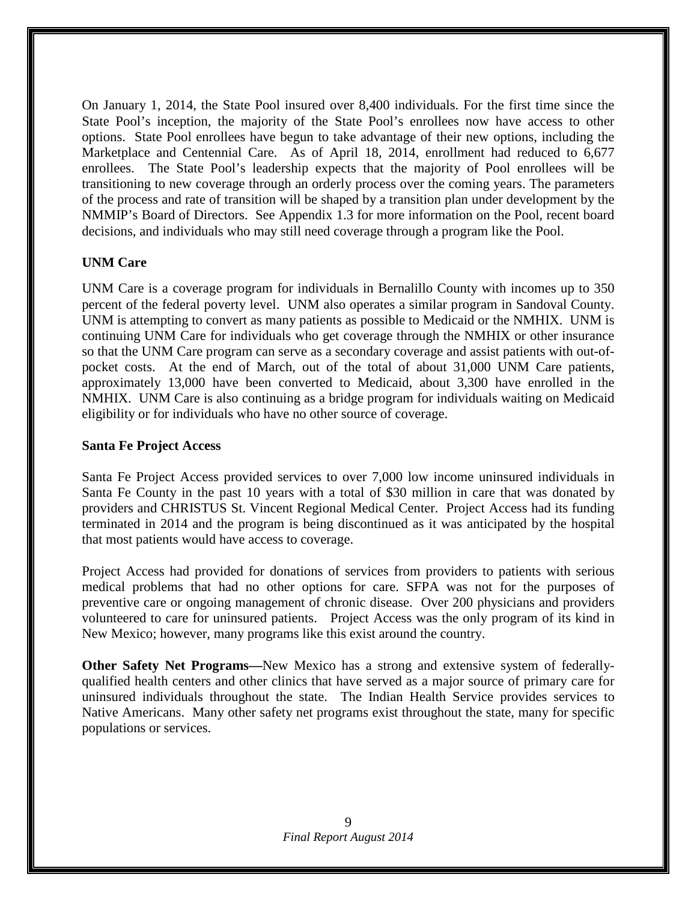On January 1, 2014, the State Pool insured over 8,400 individuals. For the first time since the State Pool's inception, the majority of the State Pool's enrollees now have access to other options. State Pool enrollees have begun to take advantage of their new options, including the Marketplace and Centennial Care. As of April 18, 2014, enrollment had reduced to 6,677 enrollees. The State Pool's leadership expects that the majority of Pool enrollees will be transitioning to new coverage through an orderly process over the coming years. The parameters of the process and rate of transition will be shaped by a transition plan under development by the NMMIP's Board of Directors. See Appendix 1.3 for more information on the Pool, recent board decisions, and individuals who may still need coverage through a program like the Pool.

**UNM Care**

UNM Care is a coverage program for individuals in Bernalillo County with incomes up to 350 percent of the federal poverty level. UNM also operates a similar program in Sandoval County. UNM is attempting to convert as many patients as possible to Medicaid or the NMHIX. UNM is continuing UNM Care for individuals who get coverage through the NMHIX or other insurance so that the UNM Care program can serve as a secondary coverage and assist patients with out-of-pocket costs. At the end of March, out of the total of about 31,000 UNM Care patients, approximately 13,000 have been converted to Medicaid, about 3,300 have enrolled in the NMHIX. UNM Care is also continuing as a bridge program for individuals waiting on Medicaid eligibility or for individuals who have no other source of coverage.

**Santa Fe Project Access**

Santa Fe Project Access provided services to over 7,000 low income uninsured individuals in Santa Fe County in the past 10 years with a total of $30 million in care that was donated by providers and CHRISTUS St. Vincent Regional Medical Center. Project Access had its funding terminated in 2014 and the program is being discontinued as it was anticipated by the hospital that most patients would have access to coverage.

Project Access had provided for donations of services from providers to patients with serious medical problems that had no other options for care. SFPA was not for the purposes of preventive care or ongoing management of chronic disease. Over 200 physicians and providers volunteered to care for uninsured patients. Project Access was the only program of its kind in New Mexico; however, many programs like this exist around the country.

**Other Safety Net Programs—**New Mexico has a strong and extensive system of federally-qualified health centers and other clinics that have served as a major source of primary care for uninsured individuals throughout the state. The Indian Health Service provides services to Native Americans. Many other safety net programs exist throughout the state, many for specific populations or services.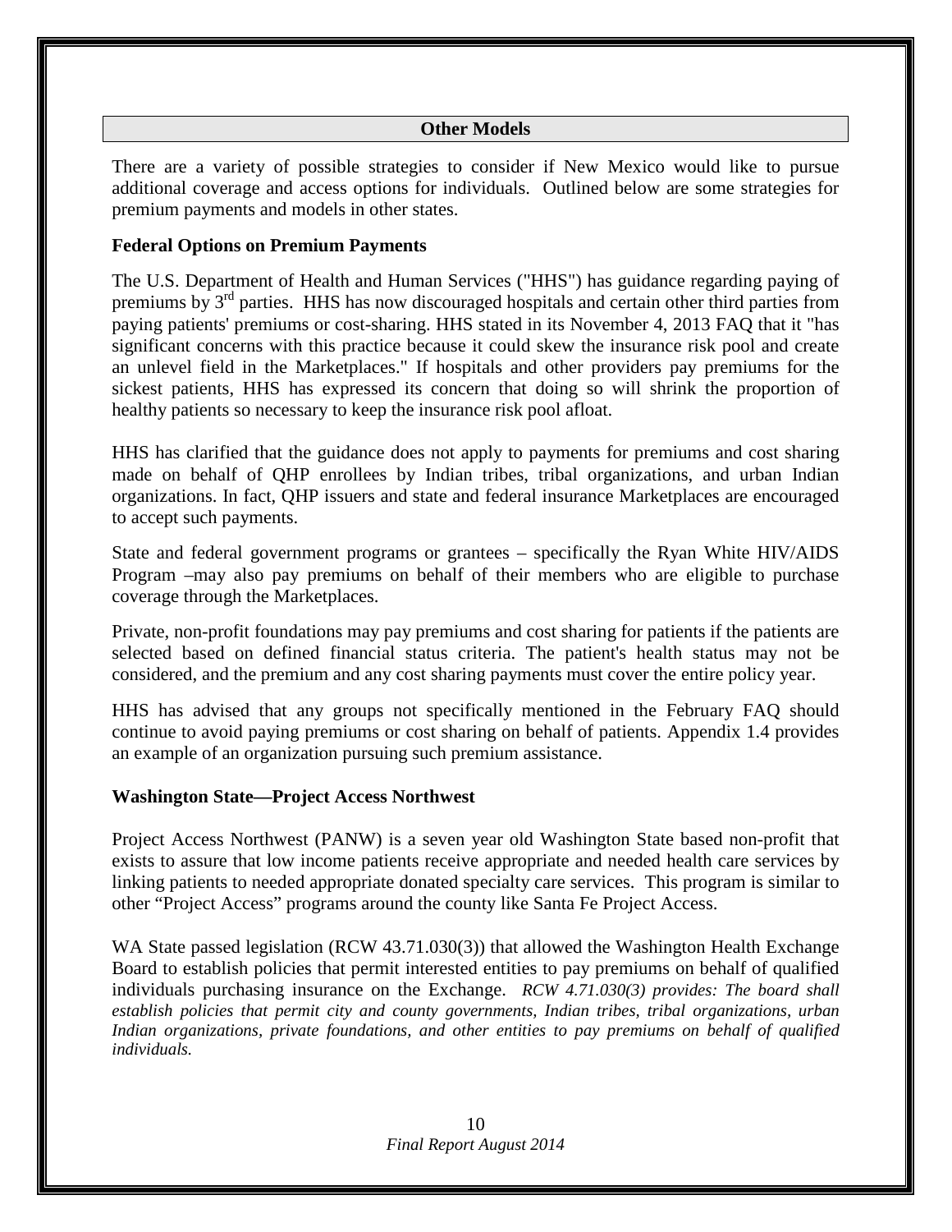## Other Models

There are a variety of possible strategies to consider if New Mexico would like to pursue additional coverage and access options for individuals. Outlined below are some strategies for premium payments and models in other states.

### Federal Options on Premium Payments

The U.S. Department of Health and Human Services ("HHS") has guidance regarding paying of premiums by 3rd parties. HHS has now discouraged hospitals and certain other third parties from paying patients' premiums or cost-sharing. HHS stated in its November 4, 2013 FAQ that it "has significant concerns with this practice because it could skew the insurance risk pool and create an unlevel field in the Marketplaces." If hospitals and other providers pay premiums for the sickest patients, HHS has expressed its concern that doing so will shrink the proportion of healthy patients so necessary to keep the insurance risk pool afloat.

HHS has clarified that the guidance does not apply to payments for premiums and cost sharing made on behalf of QHP enrollees by Indian tribes, tribal organizations, and urban Indian organizations. In fact, QHP issuers and state and federal insurance Marketplaces are encouraged to accept such payments.

State and federal government programs or grantees – specifically the Ryan White HIV/AIDS Program –may also pay premiums on behalf of their members who are eligible to purchase coverage through the Marketplaces.

Private, non-profit foundations may pay premiums and cost sharing for patients if the patients are selected based on defined financial status criteria. The patient's health status may not be considered, and the premium and any cost sharing payments must cover the entire policy year.

HHS has advised that any groups not specifically mentioned in the February FAQ should continue to avoid paying premiums or cost sharing on behalf of patients. Appendix 1.4 provides an example of an organization pursuing such premium assistance.

### Washington State—Project Access Northwest

Project Access Northwest (PANW) is a seven year old Washington State based non-profit that exists to assure that low income patients receive appropriate and needed health care services by linking patients to needed appropriate donated specialty care services. This program is similar to other "Project Access" programs around the county like Santa Fe Project Access.

WA State passed legislation (RCW 43.71.030(3)) that allowed the Washington Health Exchange Board to establish policies that permit interested entities to pay premiums on behalf of qualified individuals purchasing insurance on the Exchange. *RCW 4.71.030(3) provides: The board shall establish policies that permit city and county governments, Indian tribes, tribal organizations, urban Indian organizations, private foundations, and other entities to pay premiums on behalf of qualified individuals.*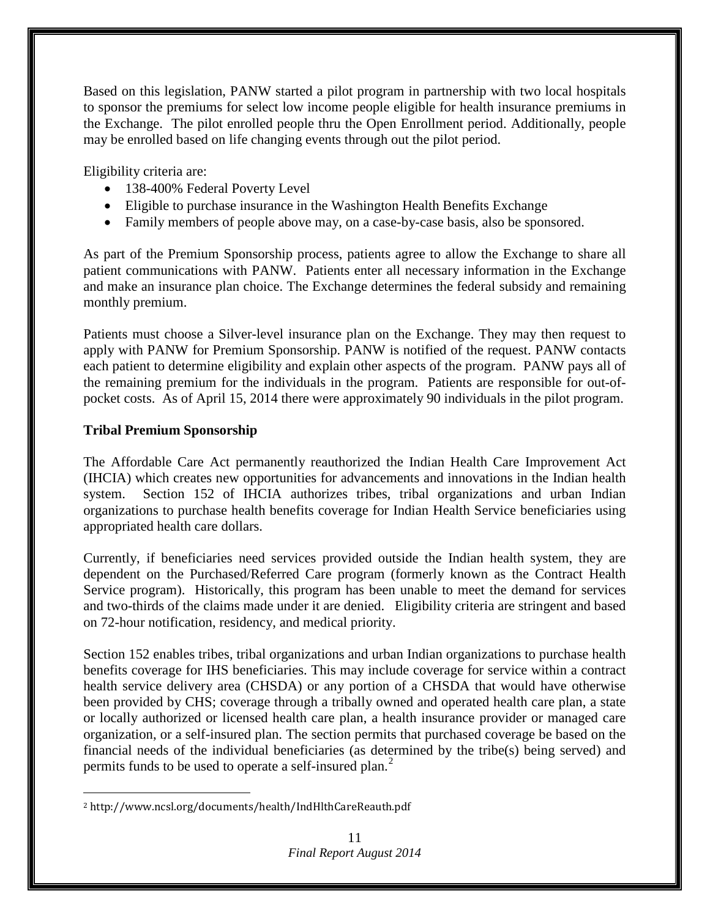Based on this legislation, PANW started a pilot program in partnership with two local hospitals to sponsor the premiums for select low income people eligible for health insurance premiums in the Exchange. The pilot enrolled people thru the Open Enrollment period. Additionally, people may be enrolled based on life changing events through out the pilot period.

Eligibility criteria are:

- 138-400% Federal Poverty Level
- Eligible to purchase insurance in the Washington Health Benefits Exchange
- Family members of people above may, on a case-by-case basis, also be sponsored.

As part of the Premium Sponsorship process, patients agree to allow the Exchange to share all patient communications with PANW. Patients enter all necessary information in the Exchange and make an insurance plan choice. The Exchange determines the federal subsidy and remaining monthly premium.

Patients must choose a Silver-level insurance plan on the Exchange. They may then request to apply with PANW for Premium Sponsorship. PANW is notified of the request. PANW contacts each patient to determine eligibility and explain other aspects of the program. PANW pays all of the remaining premium for the individuals in the program. Patients are responsible for out-of-pocket costs. As of April 15, 2014 there were approximately 90 individuals in the pilot program.

**Tribal Premium Sponsorship**

The Affordable Care Act permanently reauthorized the Indian Health Care Improvement Act (IHCIA) which creates new opportunities for advancements and innovations in the Indian health system. Section 152 of IHCIA authorizes tribes, tribal organizations and urban Indian organizations to purchase health benefits coverage for Indian Health Service beneficiaries using appropriated health care dollars.

Currently, if beneficiaries need services provided outside the Indian health system, they are dependent on the Purchased/Referred Care program (formerly known as the Contract Health Service program). Historically, this program has been unable to meet the demand for services and two-thirds of the claims made under it are denied. Eligibility criteria are stringent and based on 72-hour notification, residency, and medical priority.

Section 152 enables tribes, tribal organizations and urban Indian organizations to purchase health benefits coverage for IHS beneficiaries. This may include coverage for service within a contract health service delivery area (CHSDA) or any portion of a CHSDA that would have otherwise been provided by CHS; coverage through a tribally owned and operated health care plan, a state or locally authorized or licensed health care plan, a health insurance provider or managed care organization, or a self-insured plan. The section permits that purchased coverage be based on the financial needs of the individual beneficiaries (as determined by the tribe(s) being served) and permits funds to be used to operate a self-insured plan.[2]

---

[2] http://www.ncsl.org/documents/health/IndHlthCareReauth.pdf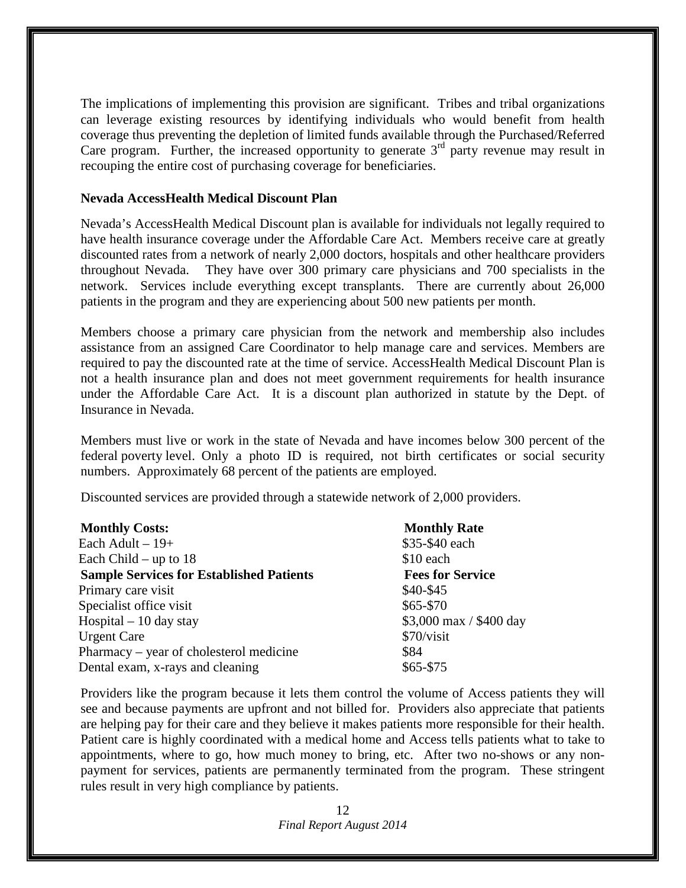The implications of implementing this provision are significant. Tribes and tribal organizations can leverage existing resources by identifying individuals who would benefit from health coverage thus preventing the depletion of limited funds available through the Purchased/Referred Care program. Further, the increased opportunity to generate 3rd party revenue may result in recouping the entire cost of purchasing coverage for beneficiaries.

**Nevada AccessHealth Medical Discount Plan**

Nevada's AccessHealth Medical Discount plan is available for individuals not legally required to have health insurance coverage under the Affordable Care Act. Members receive care at greatly discounted rates from a network of nearly 2,000 doctors, hospitals and other healthcare providers throughout Nevada. They have over 300 primary care physicians and 700 specialists in the network. Services include everything except transplants. There are currently about 26,000 patients in the program and they are experiencing about 500 new patients per month.

Members choose a primary care physician from the network and membership also includes assistance from an assigned Care Coordinator to help manage care and services. Members are required to pay the discounted rate at the time of service. AccessHealth Medical Discount Plan is not a health insurance plan and does not meet government requirements for health insurance under the Affordable Care Act. It is a discount plan authorized in statute by the Dept. of Insurance in Nevada.

Members must live or work in the state of Nevada and have incomes below 300 percent of the federal poverty level. Only a photo ID is required, not birth certificates or social security numbers. Approximately 68 percent of the patients are employed.

Discounted services are provided through a statewide network of 2,000 providers.

| **Monthly Costs:** | **Monthly Rate** |
|---|---|
| Each Adult – 19+ | $35-$40 each |
| Each Child – up to 18 | $10 each |
| **Sample Services for Established Patients** | **Fees for Service** |
| Primary care visit | $40-$45 |
| Specialist office visit | $65-$70 |
| Hospital – 10 day stay | $3,000 max / $400 day |
| Urgent Care | $70/visit |
| Pharmacy – year of cholesterol medicine | $84 |
| Dental exam, x-rays and cleaning | $65-$75 |

Providers like the program because it lets them control the volume of Access patients they will see and because payments are upfront and not billed for. Providers also appreciate that patients are helping pay for their care and they believe it makes patients more responsible for their health. Patient care is highly coordinated with a medical home and Access tells patients what to take to appointments, where to go, how much money to bring, etc. After two no-shows or any non-payment for services, patients are permanently terminated from the program. These stringent rules result in very high compliance by patients.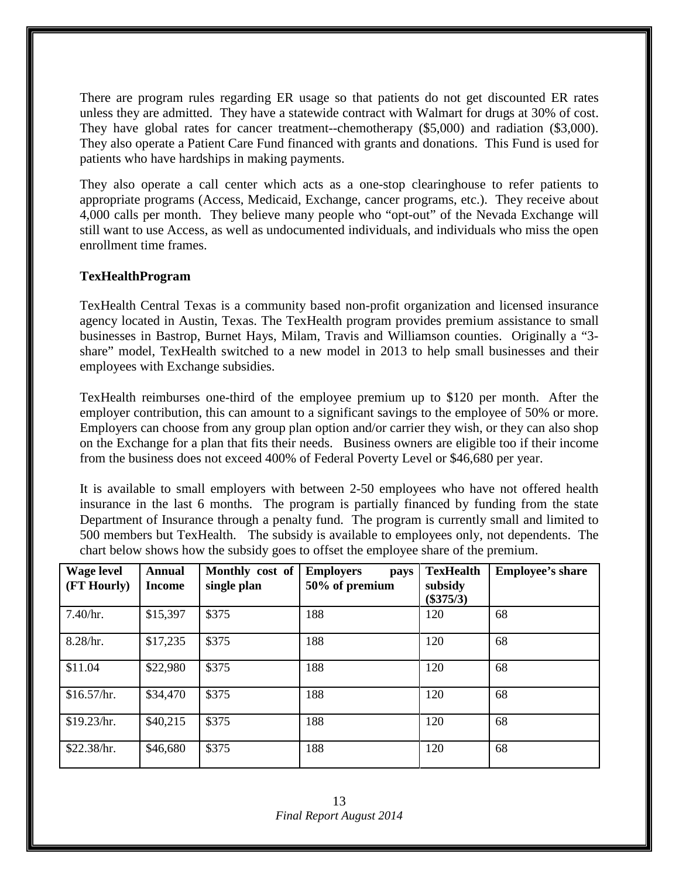There are program rules regarding ER usage so that patients do not get discounted ER rates unless they are admitted. They have a statewide contract with Walmart for drugs at 30% of cost. They have global rates for cancer treatment--chemotherapy ($5,000) and radiation ($3,000). They also operate a Patient Care Fund financed with grants and donations. This Fund is used for patients who have hardships in making payments.

They also operate a call center which acts as a one-stop clearinghouse to refer patients to appropriate programs (Access, Medicaid, Exchange, cancer programs, etc.). They receive about 4,000 calls per month. They believe many people who "opt-out" of the Nevada Exchange will still want to use Access, as well as undocumented individuals, and individuals who miss the open enrollment time frames.

**TexHealthProgram**

TexHealth Central Texas is a community based non-profit organization and licensed insurance agency located in Austin, Texas. The TexHealth program provides premium assistance to small businesses in Bastrop, Burnet Hays, Milam, Travis and Williamson counties. Originally a "3-share" model, TexHealth switched to a new model in 2013 to help small businesses and their employees with Exchange subsidies.

TexHealth reimburses one-third of the employee premium up to $120 per month. After the employer contribution, this can amount to a significant savings to the employee of 50% or more. Employers can choose from any group plan option and/or carrier they wish, or they can also shop on the Exchange for a plan that fits their needs. Business owners are eligible too if their income from the business does not exceed 400% of Federal Poverty Level or $46,680 per year.

It is available to small employers with between 2-50 employees who have not offered health insurance in the last 6 months. The program is partially financed by funding from the state Department of Insurance through a penalty fund. The program is currently small and limited to 500 members but TexHealth. The subsidy is available to employees only, not dependents. The chart below shows how the subsidy goes to offset the employee share of the premium.

| Wage level (FT Hourly) | Annual Income | Monthly cost of single plan | Employers pays 50% of premium | TexHealth subsidy ($375/3) | Employee's share |
|---|---|---|---|---|---|
| 7.40/hr. | $15,397 | $375 | 188 | 120 | 68 |
| 8.28/hr. | $17,235 | $375 | 188 | 120 | 68 |
| $11.04 | $22,980 | $375 | 188 | 120 | 68 |
| $16.57/hr. | $34,470 | $375 | 188 | 120 | 68 |
| $19.23/hr. | $40,215 | $375 | 188 | 120 | 68 |
| $22.38/hr. | $46,680 | $375 | 188 | 120 | 68 |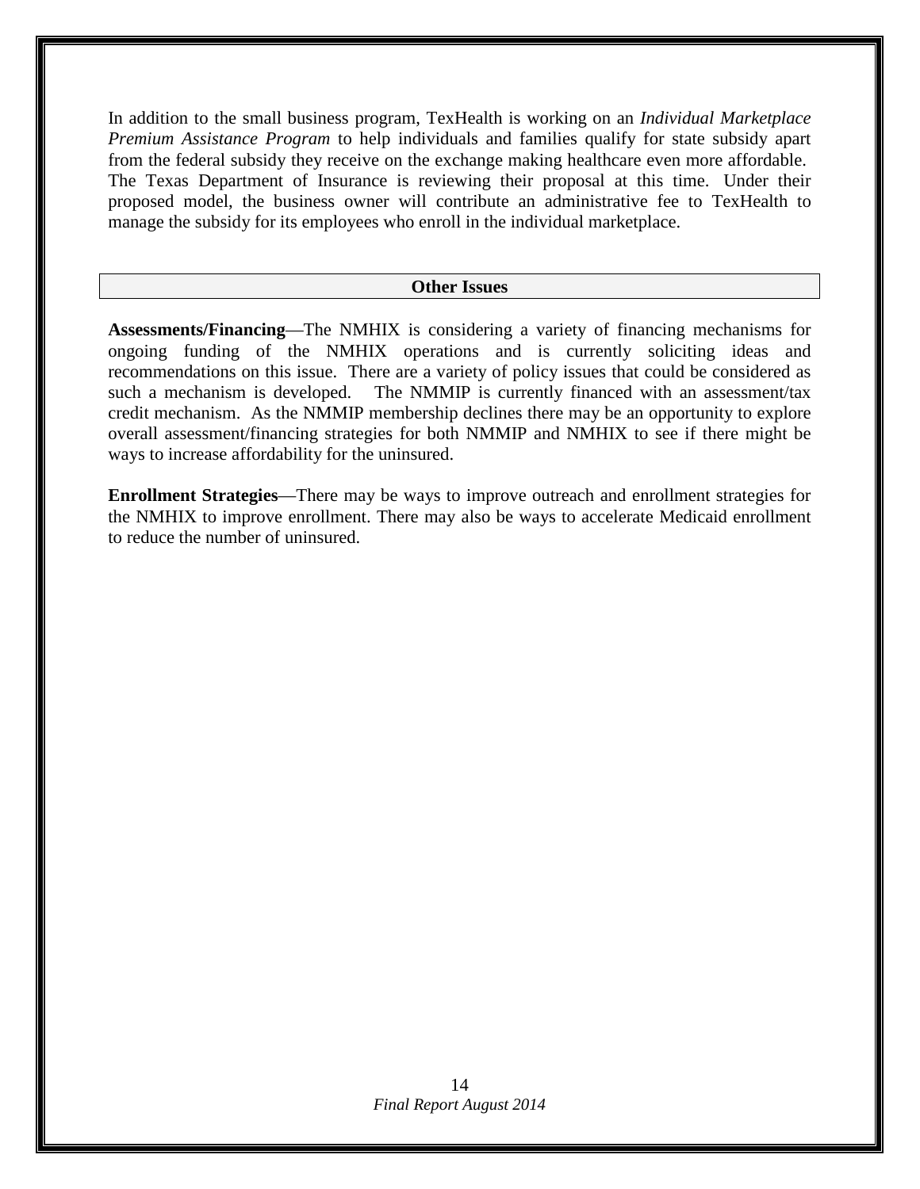In addition to the small business program, TexHealth is working on an *Individual Marketplace Premium Assistance Program* to help individuals and families qualify for state subsidy apart from the federal subsidy they receive on the exchange making healthcare even more affordable. The Texas Department of Insurance is reviewing their proposal at this time. Under their proposed model, the business owner will contribute an administrative fee to TexHealth to manage the subsidy for its employees who enroll in the individual marketplace.

## Other Issues

**Assessments/Financing**—The NMHIX is considering a variety of financing mechanisms for ongoing funding of the NMHIX operations and is currently soliciting ideas and recommendations on this issue. There are a variety of policy issues that could be considered as such a mechanism is developed. The NMMIP is currently financed with an assessment/tax credit mechanism. As the NMMIP membership declines there may be an opportunity to explore overall assessment/financing strategies for both NMMIP and NMHIX to see if there might be ways to increase affordability for the uninsured.

**Enrollment Strategies**—There may be ways to improve outreach and enrollment strategies for the NMHIX to improve enrollment. There may also be ways to accelerate Medicaid enrollment to reduce the number of uninsured.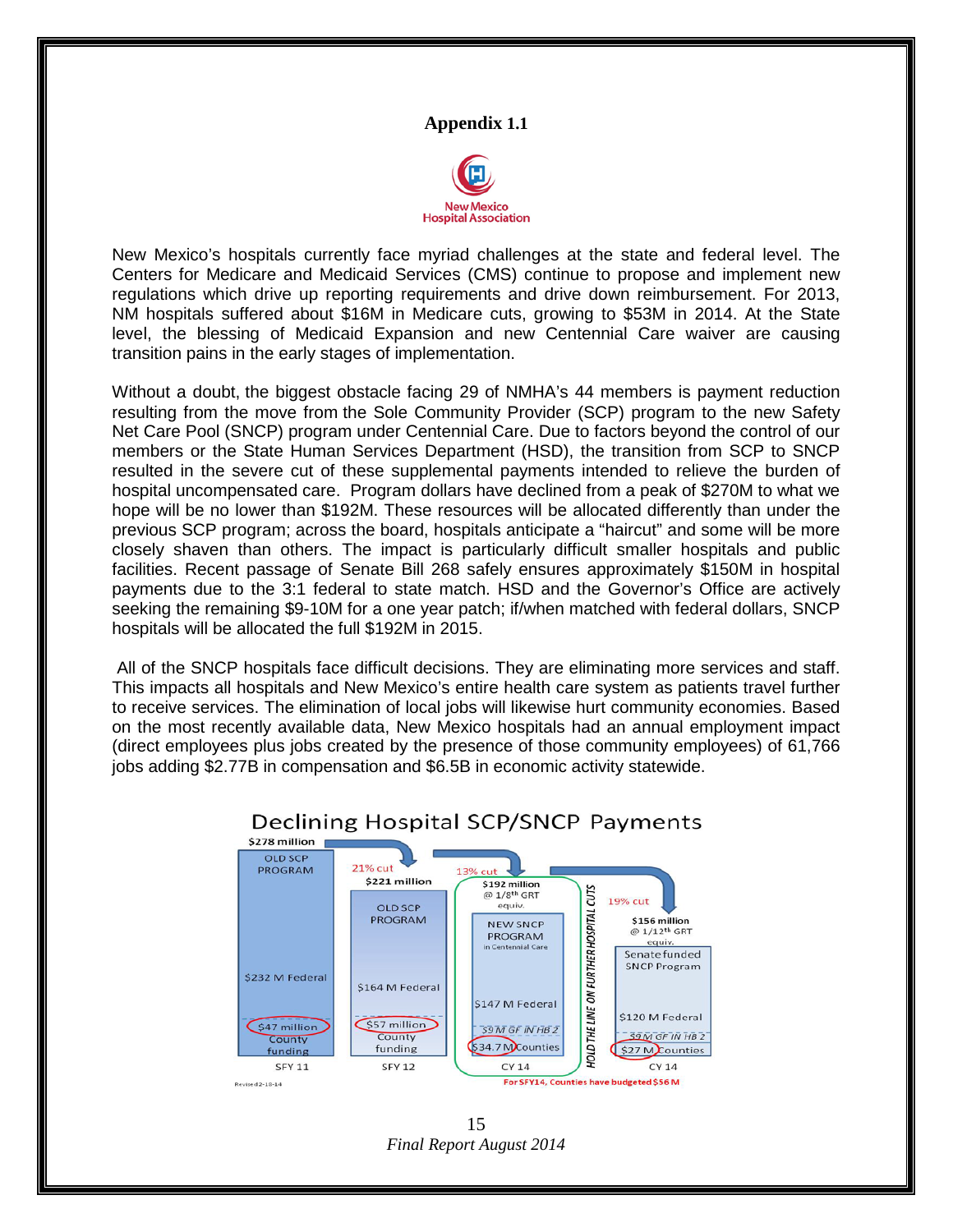## Appendix 1.1

New Mexico Hospital Association

New Mexico's hospitals currently face myriad challenges at the state and federal level. The Centers for Medicare and Medicaid Services (CMS) continue to propose and implement new regulations which drive up reporting requirements and drive down reimbursement. For 2013, NM hospitals suffered about $16M in Medicare cuts, growing to $53M in 2014. At the State level, the blessing of Medicaid Expansion and new Centennial Care waiver are causing transition pains in the early stages of implementation.

Without a doubt, the biggest obstacle facing 29 of NMHA's 44 members is payment reduction resulting from the move from the Sole Community Provider (SCP) program to the new Safety Net Care Pool (SNCP) program under Centennial Care. Due to factors beyond the control of our members or the State Human Services Department (HSD), the transition from SCP to SNCP resulted in the severe cut of these supplemental payments intended to relieve the burden of hospital uncompensated care. Program dollars have declined from a peak of $270M to what we hope will be no lower than $192M. These resources will be allocated differently than under the previous SCP program; across the board, hospitals anticipate a "haircut" and some will be more closely shaven than others. The impact is particularly difficult smaller hospitals and public facilities. Recent passage of Senate Bill 268 safely ensures approximately $150M in hospital payments due to the 3:1 federal to state match. HSD and the Governor's Office are actively seeking the remaining $9-10M for a one year patch; if/when matched with federal dollars, SNCP hospitals will be allocated the full $192M in 2015.

All of the SNCP hospitals face difficult decisions. They are eliminating more services and staff. This impacts all hospitals and New Mexico's entire health care system as patients travel further to receive services. The elimination of local jobs will likewise hurt community economies. Based on the most recently available data, New Mexico hospitals had an annual employment impact (direct employees plus jobs created by the presence of those community employees) of 61,766 jobs adding $2.77B in compensation and $6.5B in economic activity statewide.

### Declining Hospital SCP/SNCP Payments

| SFY 11 | SFY 12 | CY 14 | CY 14 |
|---|---|---|---|
| $278 million | $221 million (21% cut) | $192 million @ 1/8th GRT equiv. (13% cut) | $156 million @ 1/12th GRT equiv. (19% cut) |
| OLD SCP PROGRAM | OLD SCP PROGRAM | NEW SNCP PROGRAM in Centennial Care | Senate funded SNCP Program |
| $232 M Federal | $164 M Federal | $147 M Federal | $120 M Federal |
| | | $9 M GF IN HB 2 | $9 M GF IN HB 2 |
| $47 million County funding | $57 million County funding | $34.7 M Counties | $27 M Counties |

HOLD THE LINE ON FURTHER HOSPITAL CUTS

For SFY14, Counties have budgeted $56 M

Revised 2-18-14

*Final Report August 2014*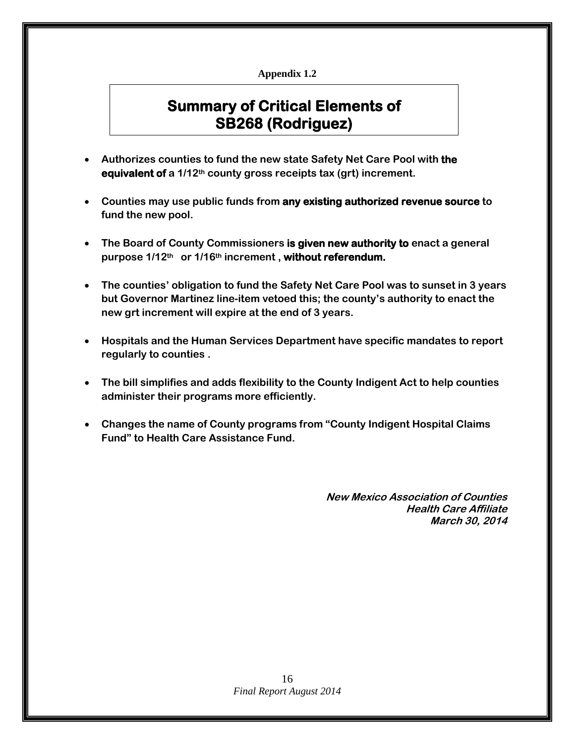**Appendix 1.2**

# Summary of Critical Elements of SB268 (Rodriguez)

- **Authorizes counties to fund the new state Safety Net Care Pool with the equivalent of a 1/12th county gross receipts tax (grt) increment.**
- **Counties may use public funds from any existing authorized revenue source to fund the new pool.**
- **The Board of County Commissioners is given new authority to enact a general purpose 1/12th or 1/16th increment , without referendum.**
- **The counties' obligation to fund the Safety Net Care Pool was to sunset in 3 years but Governor Martinez line-item vetoed this; the county's authority to enact the new grt increment will expire at the end of 3 years.**
- **Hospitals and the Human Services Department have specific mandates to report regularly to counties .**
- **The bill simplifies and adds flexibility to the County Indigent Act to help counties administer their programs more efficiently.**
- **Changes the name of County programs from "County Indigent Hospital Claims Fund" to Health Care Assistance Fund.**

***New Mexico Association of Counties***
***Health Care Affiliate***
***March 30, 2014***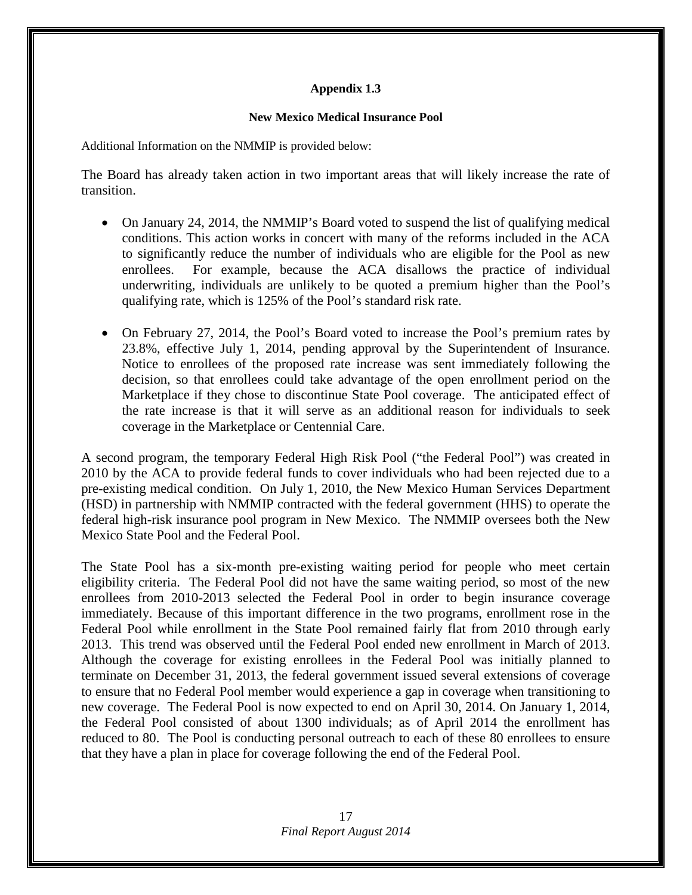## Appendix 1.3

### New Mexico Medical Insurance Pool

Additional Information on the NMMIP is provided below:

The Board has already taken action in two important areas that will likely increase the rate of transition.

- On January 24, 2014, the NMMIP's Board voted to suspend the list of qualifying medical conditions. This action works in concert with many of the reforms included in the ACA to significantly reduce the number of individuals who are eligible for the Pool as new enrollees. For example, because the ACA disallows the practice of individual underwriting, individuals are unlikely to be quoted a premium higher than the Pool's qualifying rate, which is 125% of the Pool's standard risk rate.

- On February 27, 2014, the Pool's Board voted to increase the Pool's premium rates by 23.8%, effective July 1, 2014, pending approval by the Superintendent of Insurance. Notice to enrollees of the proposed rate increase was sent immediately following the decision, so that enrollees could take advantage of the open enrollment period on the Marketplace if they chose to discontinue State Pool coverage. The anticipated effect of the rate increase is that it will serve as an additional reason for individuals to seek coverage in the Marketplace or Centennial Care.

A second program, the temporary Federal High Risk Pool ("the Federal Pool") was created in 2010 by the ACA to provide federal funds to cover individuals who had been rejected due to a pre-existing medical condition. On July 1, 2010, the New Mexico Human Services Department (HSD) in partnership with NMMIP contracted with the federal government (HHS) to operate the federal high-risk insurance pool program in New Mexico. The NMMIP oversees both the New Mexico State Pool and the Federal Pool.

The State Pool has a six-month pre-existing waiting period for people who meet certain eligibility criteria. The Federal Pool did not have the same waiting period, so most of the new enrollees from 2010-2013 selected the Federal Pool in order to begin insurance coverage immediately. Because of this important difference in the two programs, enrollment rose in the Federal Pool while enrollment in the State Pool remained fairly flat from 2010 through early 2013. This trend was observed until the Federal Pool ended new enrollment in March of 2013. Although the coverage for existing enrollees in the Federal Pool was initially planned to terminate on December 31, 2013, the federal government issued several extensions of coverage to ensure that no Federal Pool member would experience a gap in coverage when transitioning to new coverage. The Federal Pool is now expected to end on April 30, 2014. On January 1, 2014, the Federal Pool consisted of about 1300 individuals; as of April 2014 the enrollment has reduced to 80. The Pool is conducting personal outreach to each of these 80 enrollees to ensure that they have a plan in place for coverage following the end of the Federal Pool.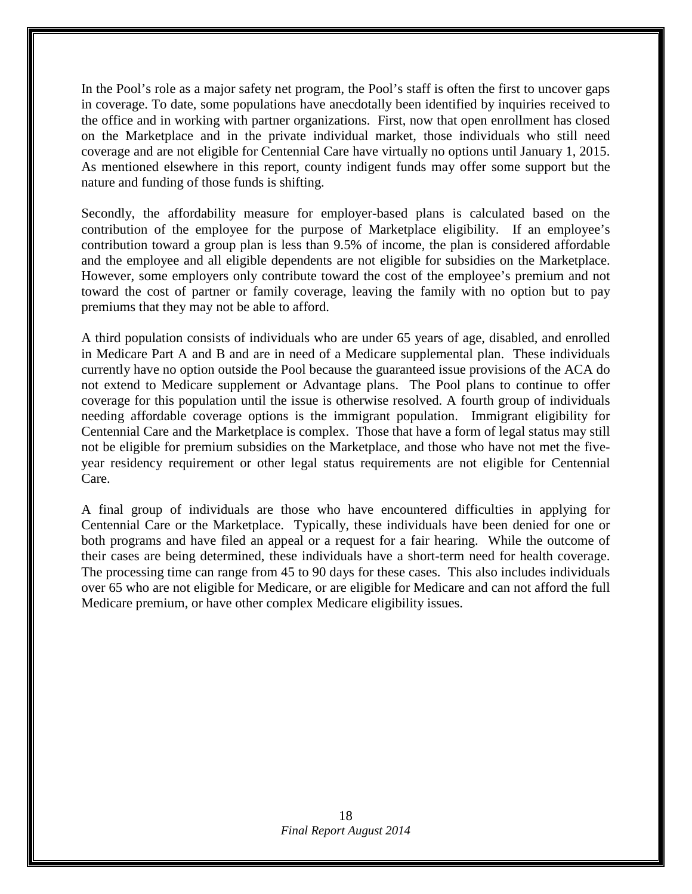In the Pool's role as a major safety net program, the Pool's staff is often the first to uncover gaps in coverage. To date, some populations have anecdotally been identified by inquiries received to the office and in working with partner organizations. First, now that open enrollment has closed on the Marketplace and in the private individual market, those individuals who still need coverage and are not eligible for Centennial Care have virtually no options until January 1, 2015. As mentioned elsewhere in this report, county indigent funds may offer some support but the nature and funding of those funds is shifting.

Secondly, the affordability measure for employer-based plans is calculated based on the contribution of the employee for the purpose of Marketplace eligibility. If an employee's contribution toward a group plan is less than 9.5% of income, the plan is considered affordable and the employee and all eligible dependents are not eligible for subsidies on the Marketplace. However, some employers only contribute toward the cost of the employee's premium and not toward the cost of partner or family coverage, leaving the family with no option but to pay premiums that they may not be able to afford.

A third population consists of individuals who are under 65 years of age, disabled, and enrolled in Medicare Part A and B and are in need of a Medicare supplemental plan. These individuals currently have no option outside the Pool because the guaranteed issue provisions of the ACA do not extend to Medicare supplement or Advantage plans. The Pool plans to continue to offer coverage for this population until the issue is otherwise resolved. A fourth group of individuals needing affordable coverage options is the immigrant population. Immigrant eligibility for Centennial Care and the Marketplace is complex. Those that have a form of legal status may still not be eligible for premium subsidies on the Marketplace, and those who have not met the five-year residency requirement or other legal status requirements are not eligible for Centennial Care.

A final group of individuals are those who have encountered difficulties in applying for Centennial Care or the Marketplace. Typically, these individuals have been denied for one or both programs and have filed an appeal or a request for a fair hearing. While the outcome of their cases are being determined, these individuals have a short-term need for health coverage. The processing time can range from 45 to 90 days for these cases. This also includes individuals over 65 who are not eligible for Medicare, or are eligible for Medicare and can not afford the full Medicare premium, or have other complex Medicare eligibility issues.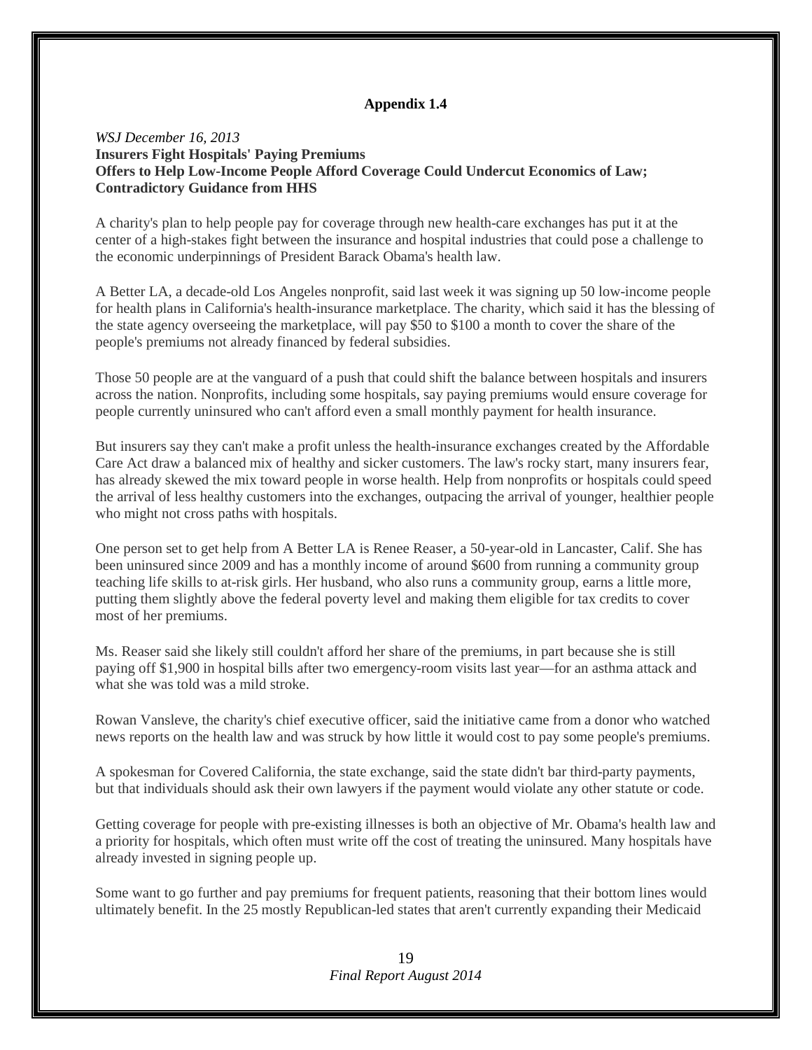## Appendix 1.4

*WSJ December 16, 2013*
**Insurers Fight Hospitals' Paying Premiums**
**Offers to Help Low-Income People Afford Coverage Could Undercut Economics of Law; Contradictory Guidance from HHS**

A charity's plan to help people pay for coverage through new health-care exchanges has put it at the center of a high-stakes fight between the insurance and hospital industries that could pose a challenge to the economic underpinnings of President Barack Obama's health law.

A Better LA, a decade-old Los Angeles nonprofit, said last week it was signing up 50 low-income people for health plans in California's health-insurance marketplace. The charity, which said it has the blessing of the state agency overseeing the marketplace, will pay $50 to $100 a month to cover the share of the people's premiums not already financed by federal subsidies.

Those 50 people are at the vanguard of a push that could shift the balance between hospitals and insurers across the nation. Nonprofits, including some hospitals, say paying premiums would ensure coverage for people currently uninsured who can't afford even a small monthly payment for health insurance.

But insurers say they can't make a profit unless the health-insurance exchanges created by the Affordable Care Act draw a balanced mix of healthy and sicker customers. The law's rocky start, many insurers fear, has already skewed the mix toward people in worse health. Help from nonprofits or hospitals could speed the arrival of less healthy customers into the exchanges, outpacing the arrival of younger, healthier people who might not cross paths with hospitals.

One person set to get help from A Better LA is Renee Reaser, a 50-year-old in Lancaster, Calif. She has been uninsured since 2009 and has a monthly income of around $600 from running a community group teaching life skills to at-risk girls. Her husband, who also runs a community group, earns a little more, putting them slightly above the federal poverty level and making them eligible for tax credits to cover most of her premiums.

Ms. Reaser said she likely still couldn't afford her share of the premiums, in part because she is still paying off $1,900 in hospital bills after two emergency-room visits last year—for an asthma attack and what she was told was a mild stroke.

Rowan Vansleve, the charity's chief executive officer, said the initiative came from a donor who watched news reports on the health law and was struck by how little it would cost to pay some people's premiums.

A spokesman for Covered California, the state exchange, said the state didn't bar third-party payments, but that individuals should ask their own lawyers if the payment would violate any other statute or code.

Getting coverage for people with pre-existing illnesses is both an objective of Mr. Obama's health law and a priority for hospitals, which often must write off the cost of treating the uninsured. Many hospitals have already invested in signing people up.

Some want to go further and pay premiums for frequent patients, reasoning that their bottom lines would ultimately benefit. In the 25 mostly Republican-led states that aren't currently expanding their Medicaid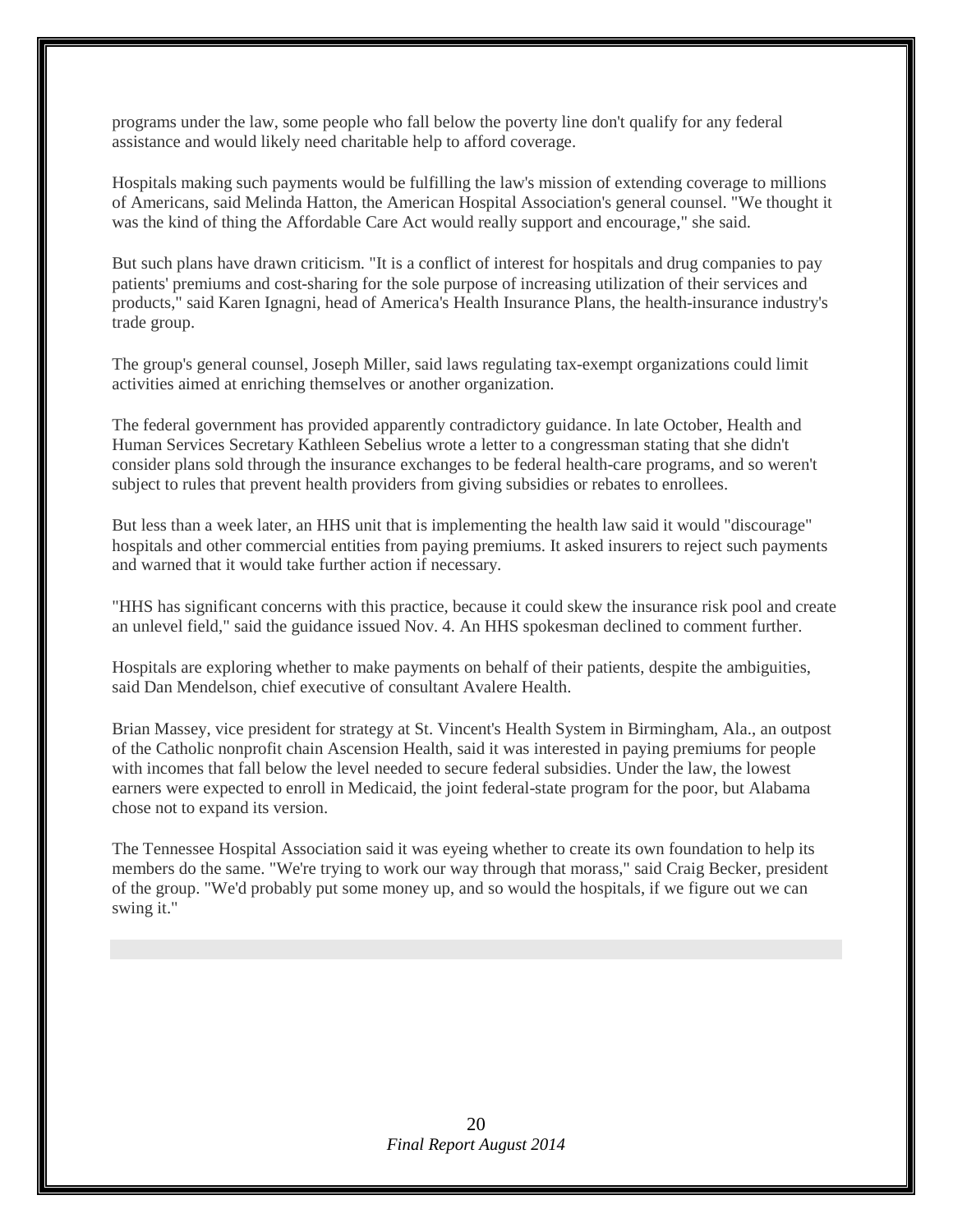programs under the law, some people who fall below the poverty line don't qualify for any federal assistance and would likely need charitable help to afford coverage.

Hospitals making such payments would be fulfilling the law's mission of extending coverage to millions of Americans, said Melinda Hatton, the American Hospital Association's general counsel. "We thought it was the kind of thing the Affordable Care Act would really support and encourage," she said.

But such plans have drawn criticism. "It is a conflict of interest for hospitals and drug companies to pay patients' premiums and cost-sharing for the sole purpose of increasing utilization of their services and products," said Karen Ignagni, head of America's Health Insurance Plans, the health-insurance industry's trade group.

The group's general counsel, Joseph Miller, said laws regulating tax-exempt organizations could limit activities aimed at enriching themselves or another organization.

The federal government has provided apparently contradictory guidance. In late October, Health and Human Services Secretary Kathleen Sebelius wrote a letter to a congressman stating that she didn't consider plans sold through the insurance exchanges to be federal health-care programs, and so weren't subject to rules that prevent health providers from giving subsidies or rebates to enrollees.

But less than a week later, an HHS unit that is implementing the health law said it would "discourage" hospitals and other commercial entities from paying premiums. It asked insurers to reject such payments and warned that it would take further action if necessary.

"HHS has significant concerns with this practice, because it could skew the insurance risk pool and create an unlevel field," said the guidance issued Nov. 4. An HHS spokesman declined to comment further.

Hospitals are exploring whether to make payments on behalf of their patients, despite the ambiguities, said Dan Mendelson, chief executive of consultant Avalere Health.

Brian Massey, vice president for strategy at St. Vincent's Health System in Birmingham, Ala., an outpost of the Catholic nonprofit chain Ascension Health, said it was interested in paying premiums for people with incomes that fall below the level needed to secure federal subsidies. Under the law, the lowest earners were expected to enroll in Medicaid, the joint federal-state program for the poor, but Alabama chose not to expand its version.

The Tennessee Hospital Association said it was eyeing whether to create its own foundation to help its members do the same. "We're trying to work our way through that morass," said Craig Becker, president of the group. "We'd probably put some money up, and so would the hospitals, if we figure out we can swing it."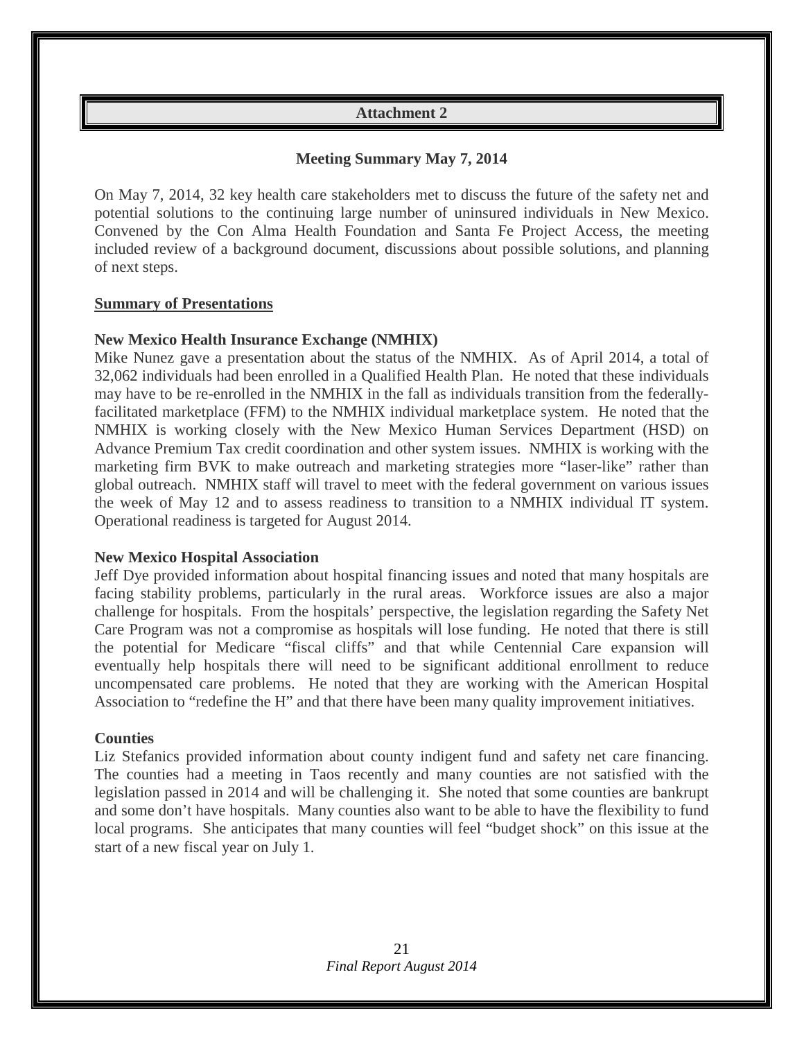## Attachment 2

### Meeting Summary May 7, 2014

On May 7, 2014, 32 key health care stakeholders met to discuss the future of the safety net and potential solutions to the continuing large number of uninsured individuals in New Mexico. Convened by the Con Alma Health Foundation and Santa Fe Project Access, the meeting included review of a background document, discussions about possible solutions, and planning of next steps.

**<u>Summary of Presentations</u>**

**New Mexico Health Insurance Exchange (NMHIX)**

Mike Nunez gave a presentation about the status of the NMHIX. As of April 2014, a total of 32,062 individuals had been enrolled in a Qualified Health Plan. He noted that these individuals may have to be re-enrolled in the NMHIX in the fall as individuals transition from the federally-facilitated marketplace (FFM) to the NMHIX individual marketplace system. He noted that the NMHIX is working closely with the New Mexico Human Services Department (HSD) on Advance Premium Tax credit coordination and other system issues. NMHIX is working with the marketing firm BVK to make outreach and marketing strategies more "laser-like" rather than global outreach. NMHIX staff will travel to meet with the federal government on various issues the week of May 12 and to assess readiness to transition to a NMHIX individual IT system. Operational readiness is targeted for August 2014.

**New Mexico Hospital Association**

Jeff Dye provided information about hospital financing issues and noted that many hospitals are facing stability problems, particularly in the rural areas. Workforce issues are also a major challenge for hospitals. From the hospitals' perspective, the legislation regarding the Safety Net Care Program was not a compromise as hospitals will lose funding. He noted that there is still the potential for Medicare "fiscal cliffs" and that while Centennial Care expansion will eventually help hospitals there will need to be significant additional enrollment to reduce uncompensated care problems. He noted that they are working with the American Hospital Association to "redefine the H" and that there have been many quality improvement initiatives.

**Counties**

Liz Stefanics provided information about county indigent fund and safety net care financing. The counties had a meeting in Taos recently and many counties are not satisfied with the legislation passed in 2014 and will be challenging it. She noted that some counties are bankrupt and some don't have hospitals. Many counties also want to be able to have the flexibility to fund local programs. She anticipates that many counties will feel "budget shock" on this issue at the start of a new fiscal year on July 1.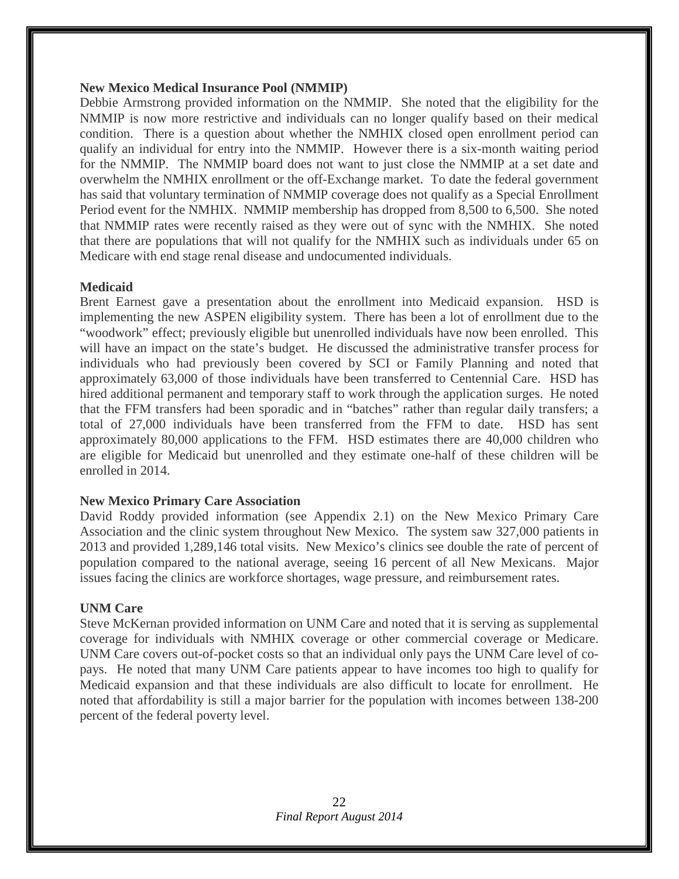**New Mexico Medical Insurance Pool (NMMIP)**

Debbie Armstrong provided information on the NMMIP. She noted that the eligibility for the NMMIP is now more restrictive and individuals can no longer qualify based on their medical condition. There is a question about whether the NMHIX closed open enrollment period can qualify an individual for entry into the NMMIP. However there is a six-month waiting period for the NMMIP. The NMMIP board does not want to just close the NMMIP at a set date and overwhelm the NMHIX enrollment or the off-Exchange market. To date the federal government has said that voluntary termination of NMMIP coverage does not qualify as a Special Enrollment Period event for the NMHIX. NMMIP membership has dropped from 8,500 to 6,500. She noted that NMMIP rates were recently raised as they were out of sync with the NMHIX. She noted that there are populations that will not qualify for the NMHIX such as individuals under 65 on Medicare with end stage renal disease and undocumented individuals.

**Medicaid**

Brent Earnest gave a presentation about the enrollment into Medicaid expansion. HSD is implementing the new ASPEN eligibility system. There has been a lot of enrollment due to the "woodwork" effect; previously eligible but unenrolled individuals have now been enrolled. This will have an impact on the state's budget. He discussed the administrative transfer process for individuals who had previously been covered by SCI or Family Planning and noted that approximately 63,000 of those individuals have been transferred to Centennial Care. HSD has hired additional permanent and temporary staff to work through the application surges. He noted that the FFM transfers had been sporadic and in "batches" rather than regular daily transfers; a total of 27,000 individuals have been transferred from the FFM to date. HSD has sent approximately 80,000 applications to the FFM. HSD estimates there are 40,000 children who are eligible for Medicaid but unenrolled and they estimate one-half of these children will be enrolled in 2014.

**New Mexico Primary Care Association**

David Roddy provided information (see Appendix 2.1) on the New Mexico Primary Care Association and the clinic system throughout New Mexico. The system saw 327,000 patients in 2013 and provided 1,289,146 total visits. New Mexico's clinics see double the rate of percent of population compared to the national average, seeing 16 percent of all New Mexicans. Major issues facing the clinics are workforce shortages, wage pressure, and reimbursement rates.

**UNM Care**

Steve McKernan provided information on UNM Care and noted that it is serving as supplemental coverage for individuals with NMHIX coverage or other commercial coverage or Medicare. UNM Care covers out-of-pocket costs so that an individual only pays the UNM Care level of co-pays. He noted that many UNM Care patients appear to have incomes too high to qualify for Medicaid expansion and that these individuals are also difficult to locate for enrollment. He noted that affordability is still a major barrier for the population with incomes between 138-200 percent of the federal poverty level.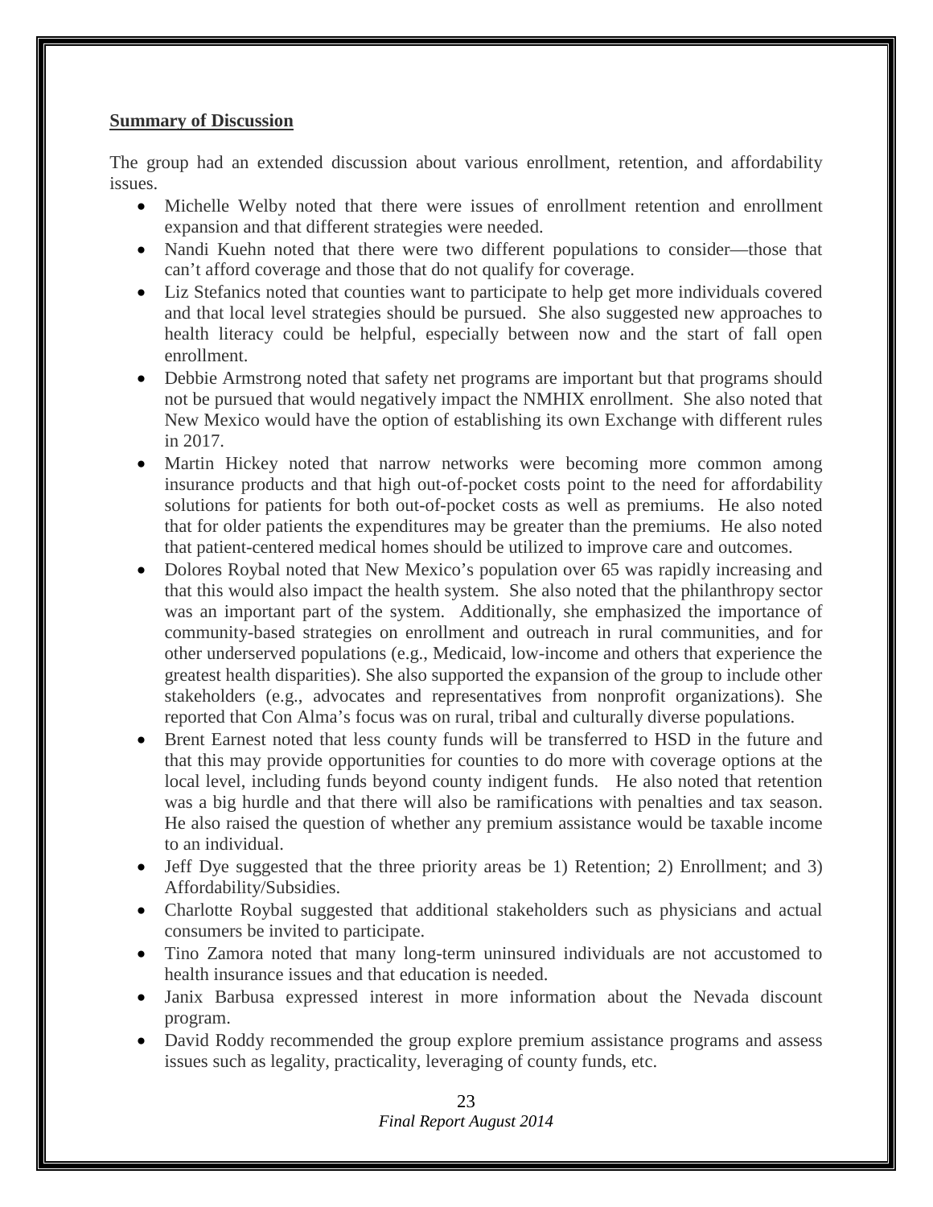**Summary of Discussion**

The group had an extended discussion about various enrollment, retention, and affordability issues.

- Michelle Welby noted that there were issues of enrollment retention and enrollment expansion and that different strategies were needed.
- Nandi Kuehn noted that there were two different populations to consider—those that can't afford coverage and those that do not qualify for coverage.
- Liz Stefanics noted that counties want to participate to help get more individuals covered and that local level strategies should be pursued. She also suggested new approaches to health literacy could be helpful, especially between now and the start of fall open enrollment.
- Debbie Armstrong noted that safety net programs are important but that programs should not be pursued that would negatively impact the NMHIX enrollment. She also noted that New Mexico would have the option of establishing its own Exchange with different rules in 2017.
- Martin Hickey noted that narrow networks were becoming more common among insurance products and that high out-of-pocket costs point to the need for affordability solutions for patients for both out-of-pocket costs as well as premiums. He also noted that for older patients the expenditures may be greater than the premiums. He also noted that patient-centered medical homes should be utilized to improve care and outcomes.
- Dolores Roybal noted that New Mexico's population over 65 was rapidly increasing and that this would also impact the health system. She also noted that the philanthropy sector was an important part of the system. Additionally, she emphasized the importance of community-based strategies on enrollment and outreach in rural communities, and for other underserved populations (e.g., Medicaid, low-income and others that experience the greatest health disparities). She also supported the expansion of the group to include other stakeholders (e.g., advocates and representatives from nonprofit organizations). She reported that Con Alma's focus was on rural, tribal and culturally diverse populations.
- Brent Earnest noted that less county funds will be transferred to HSD in the future and that this may provide opportunities for counties to do more with coverage options at the local level, including funds beyond county indigent funds. He also noted that retention was a big hurdle and that there will also be ramifications with penalties and tax season. He also raised the question of whether any premium assistance would be taxable income to an individual.
- Jeff Dye suggested that the three priority areas be 1) Retention; 2) Enrollment; and 3) Affordability/Subsidies.
- Charlotte Roybal suggested that additional stakeholders such as physicians and actual consumers be invited to participate.
- Tino Zamora noted that many long-term uninsured individuals are not accustomed to health insurance issues and that education is needed.
- Janix Barbusa expressed interest in more information about the Nevada discount program.
- David Roddy recommended the group explore premium assistance programs and assess issues such as legality, practicality, leveraging of county funds, etc.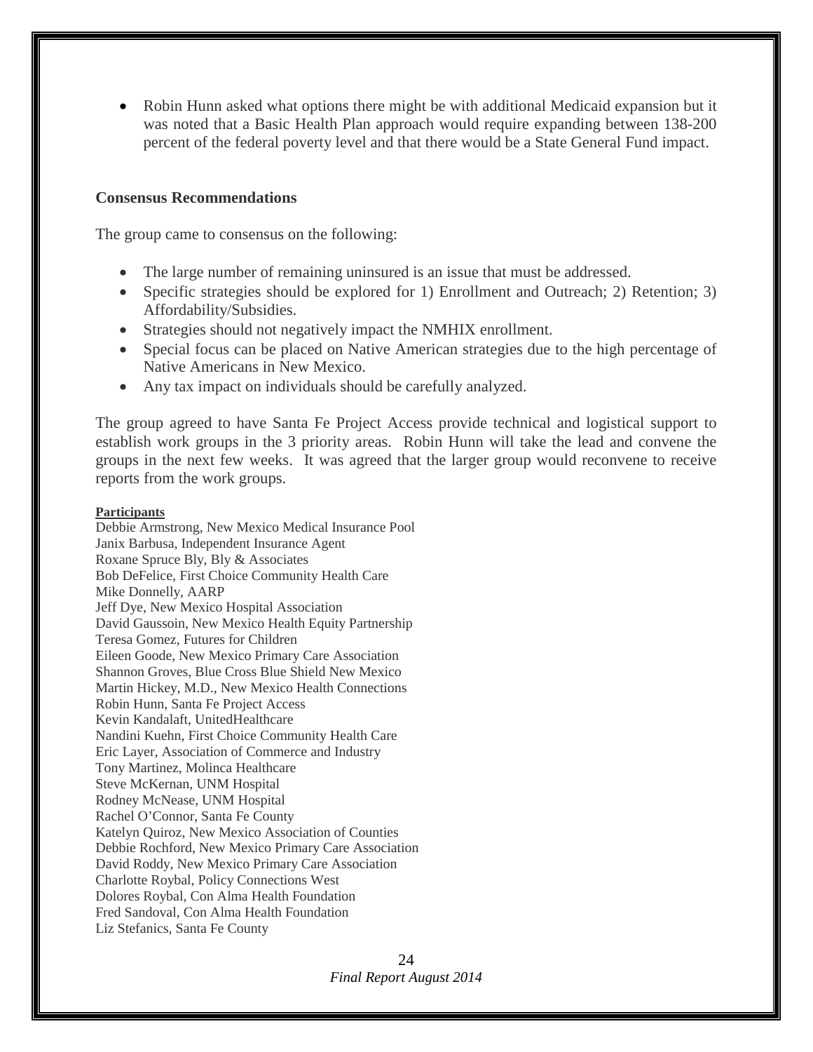- Robin Hunn asked what options there might be with additional Medicaid expansion but it was noted that a Basic Health Plan approach would require expanding between 138-200 percent of the federal poverty level and that there would be a State General Fund impact.

### Consensus Recommendations

The group came to consensus on the following:

- The large number of remaining uninsured is an issue that must be addressed.
- Specific strategies should be explored for 1) Enrollment and Outreach; 2) Retention; 3) Affordability/Subsidies.
- Strategies should not negatively impact the NMHIX enrollment.
- Special focus can be placed on Native American strategies due to the high percentage of Native Americans in New Mexico.
- Any tax impact on individuals should be carefully analyzed.

The group agreed to have Santa Fe Project Access provide technical and logistical support to establish work groups in the 3 priority areas. Robin Hunn will take the lead and convene the groups in the next few weeks. It was agreed that the larger group would reconvene to receive reports from the work groups.

**Participants**

Debbie Armstrong, New Mexico Medical Insurance Pool
Janix Barbusa, Independent Insurance Agent
Roxane Spruce Bly, Bly & Associates
Bob DeFelice, First Choice Community Health Care
Mike Donnelly, AARP
Jeff Dye, New Mexico Hospital Association
David Gaussoin, New Mexico Health Equity Partnership
Teresa Gomez, Futures for Children
Eileen Goode, New Mexico Primary Care Association
Shannon Groves, Blue Cross Blue Shield New Mexico
Martin Hickey, M.D., New Mexico Health Connections
Robin Hunn, Santa Fe Project Access
Kevin Kandalaft, UnitedHealthcare
Nandini Kuehn, First Choice Community Health Care
Eric Layer, Association of Commerce and Industry
Tony Martinez, Molinca Healthcare
Steve McKernan, UNM Hospital
Rodney McNease, UNM Hospital
Rachel O'Connor, Santa Fe County
Katelyn Quiroz, New Mexico Association of Counties
Debbie Rochford, New Mexico Primary Care Association
David Roddy, New Mexico Primary Care Association
Charlotte Roybal, Policy Connections West
Dolores Roybal, Con Alma Health Foundation
Fred Sandoval, Con Alma Health Foundation
Liz Stefanics, Santa Fe County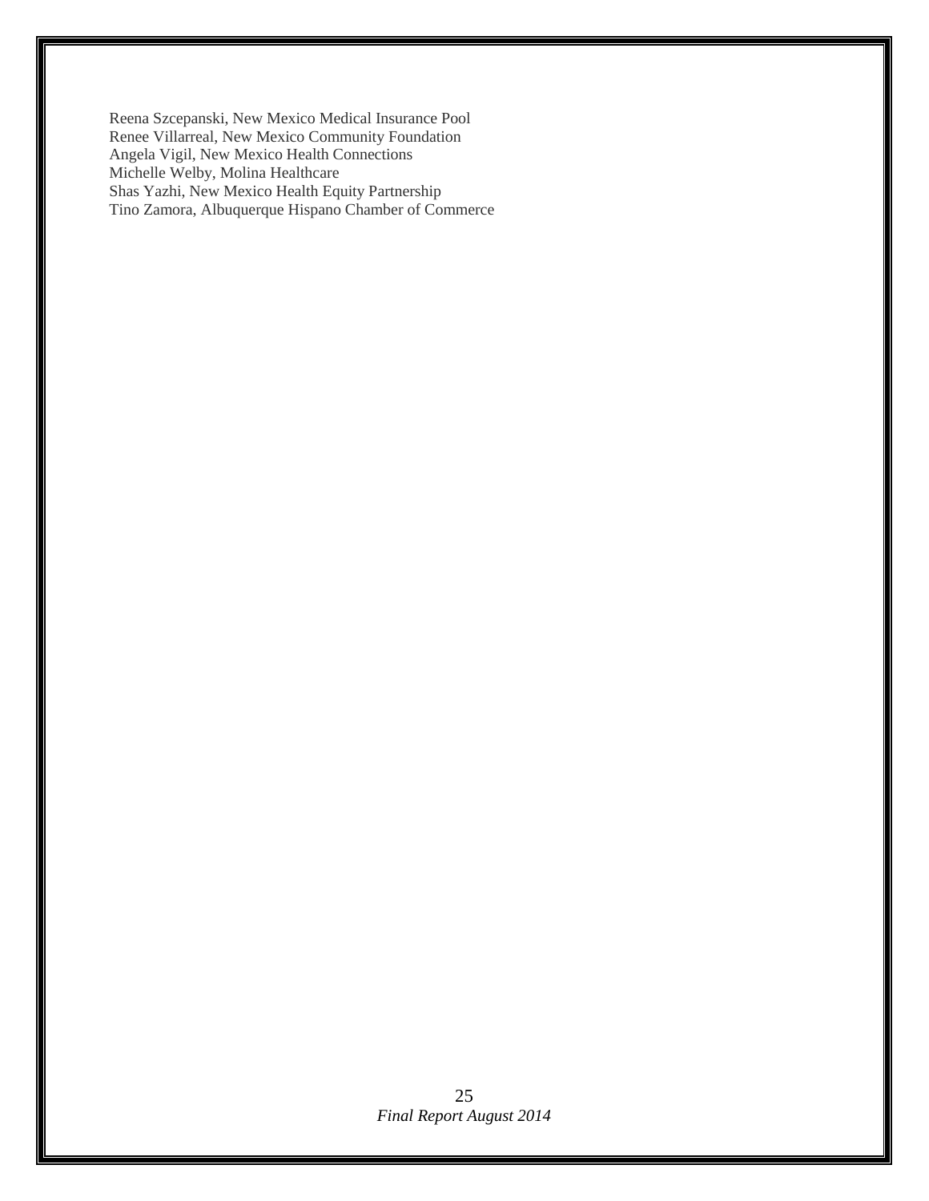Reena Szcepanski, New Mexico Medical Insurance Pool
Renee Villarreal, New Mexico Community Foundation
Angela Vigil, New Mexico Health Connections
Michelle Welby, Molina Healthcare
Shas Yazhi, New Mexico Health Equity Partnership
Tino Zamora, Albuquerque Hispano Chamber of Commerce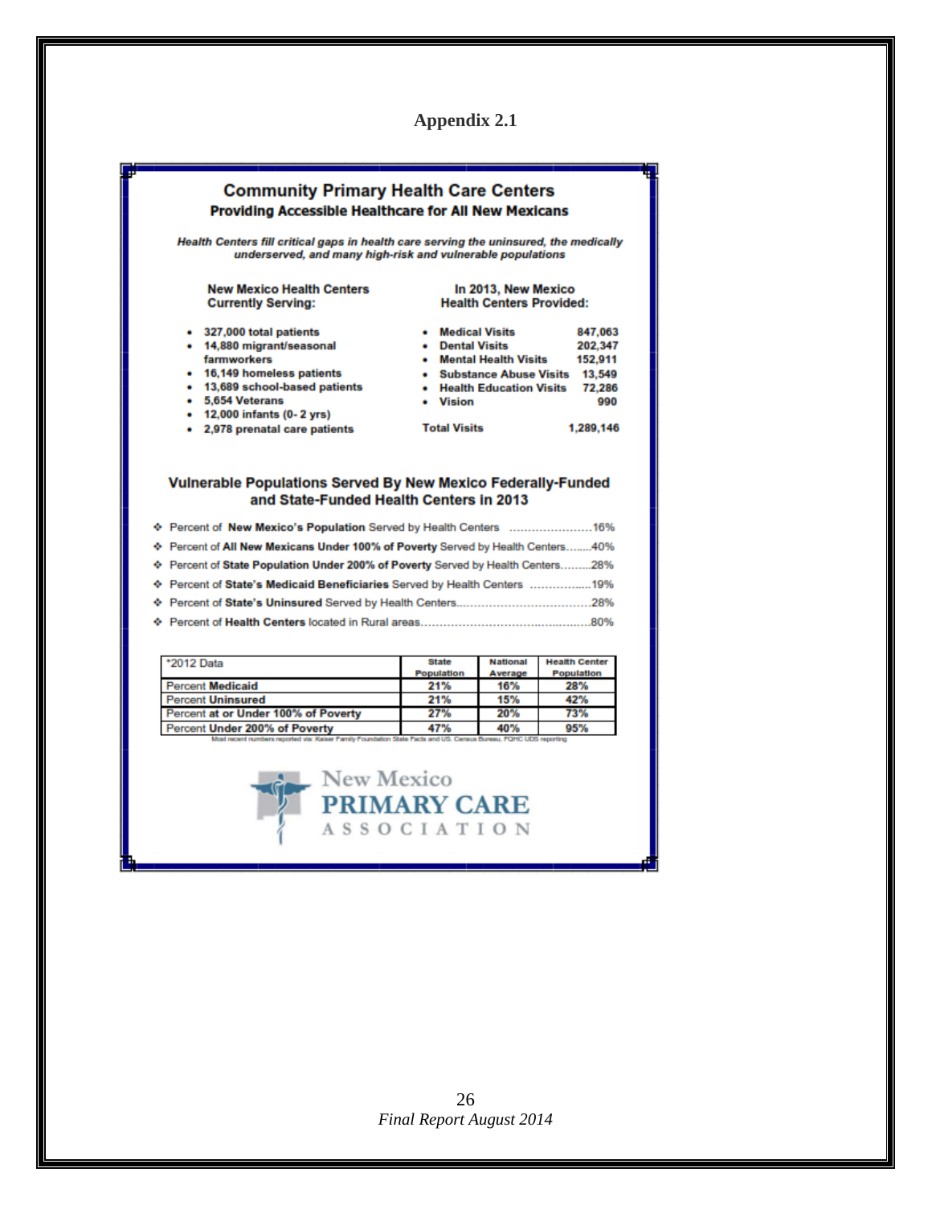# Appendix 2.1

## Community Primary Health Care Centers

### Providing Accessible Healthcare for All New Mexicans

***Health Centers fill critical gaps in health care serving the uninsured, the medically underserved, and many high-risk and vulnerable populations***

**New Mexico Health Centers Currently Serving:**

- **327,000 total patients**
- **14,880 migrant/seasonal farmworkers**
- **16,149 homeless patients**
- **13,689 school-based patients**
- **5,654 Veterans**
- **12,000 infants (0- 2 yrs)**
- **2,978 prenatal care patients**

**In 2013, New Mexico Health Centers Provided:**

- **Medical Visits** 847,063
- **Dental Visits** 202,347
- **Mental Health Visits** 152,911
- **Substance Abuse Visits** 13,549
- **Health Education Visits** 72,286
- **Vision** 990

**Total Visits** 1,289,146

### Vulnerable Populations Served By New Mexico Federally-Funded and State-Funded Health Centers in 2013

- Percent of **New Mexico's Population** Served by Health Centers ......................16%
- Percent of **All New Mexicans Under 100% of Poverty** Served by Health Centers........40%
- Percent of **State Population Under 200% of Poverty** Served by Health Centers.........28%
- Percent of **State's Medicaid Beneficiaries** Served by Health Centers ................19%
- Percent of **State's Uninsured** Served by Health Centers...................................28%
- Percent of **Health Centers** located in Rural areas..............................................80%

| *2012 Data | State Population | National Average | Health Center Population |
|---|---|---|---|
| Percent **Medicaid** | 21% | 16% | 28% |
| Percent **Uninsured** | 21% | 15% | 42% |
| Percent **at or Under 100% of Poverty** | 27% | 20% | 73% |
| Percent **Under 200% of Poverty** | 47% | 40% | 95% |

Most recent numbers reported via: Kaiser Family Foundation State Facts and US. Census Bureau, FQHC UDS reporting

New Mexico PRIMARY CARE ASSOCIATION

*Final Report August 2014*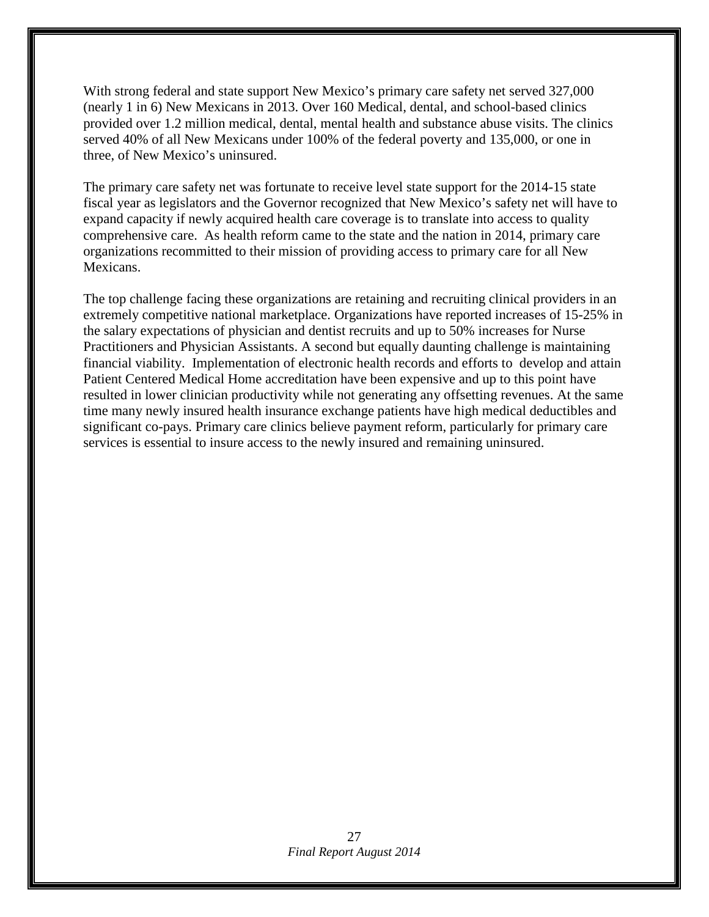With strong federal and state support New Mexico's primary care safety net served 327,000 (nearly 1 in 6) New Mexicans in 2013. Over 160 Medical, dental, and school-based clinics provided over 1.2 million medical, dental, mental health and substance abuse visits. The clinics served 40% of all New Mexicans under 100% of the federal poverty and 135,000, or one in three, of New Mexico's uninsured.

The primary care safety net was fortunate to receive level state support for the 2014-15 state fiscal year as legislators and the Governor recognized that New Mexico's safety net will have to expand capacity if newly acquired health care coverage is to translate into access to quality comprehensive care. As health reform came to the state and the nation in 2014, primary care organizations recommitted to their mission of providing access to primary care for all New Mexicans.

The top challenge facing these organizations are retaining and recruiting clinical providers in an extremely competitive national marketplace. Organizations have reported increases of 15-25% in the salary expectations of physician and dentist recruits and up to 50% increases for Nurse Practitioners and Physician Assistants. A second but equally daunting challenge is maintaining financial viability. Implementation of electronic health records and efforts to develop and attain Patient Centered Medical Home accreditation have been expensive and up to this point have resulted in lower clinician productivity while not generating any offsetting revenues. At the same time many newly insured health insurance exchange patients have high medical deductibles and significant co-pays. Primary care clinics believe payment reform, particularly for primary care services is essential to insure access to the newly insured and remaining uninsured.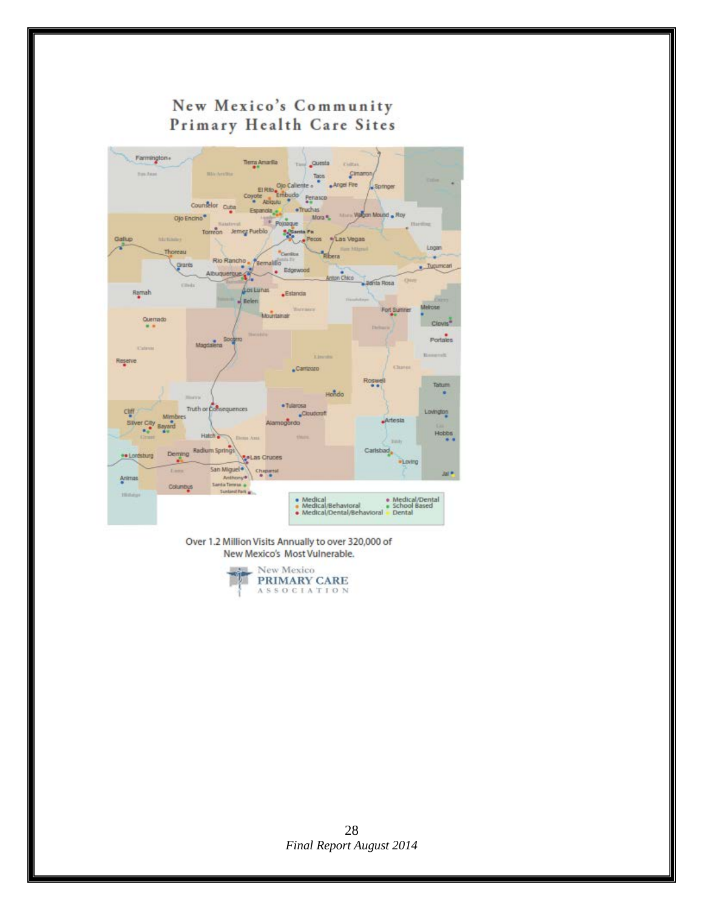# New Mexico's Community Primary Health Care Sites

Over 1.2 Million Visits Annually to over 320,000 of New Mexico's Most Vulnerable.

New Mexico PRIMARY CARE ASSOCIATION

*Final Report August 2014*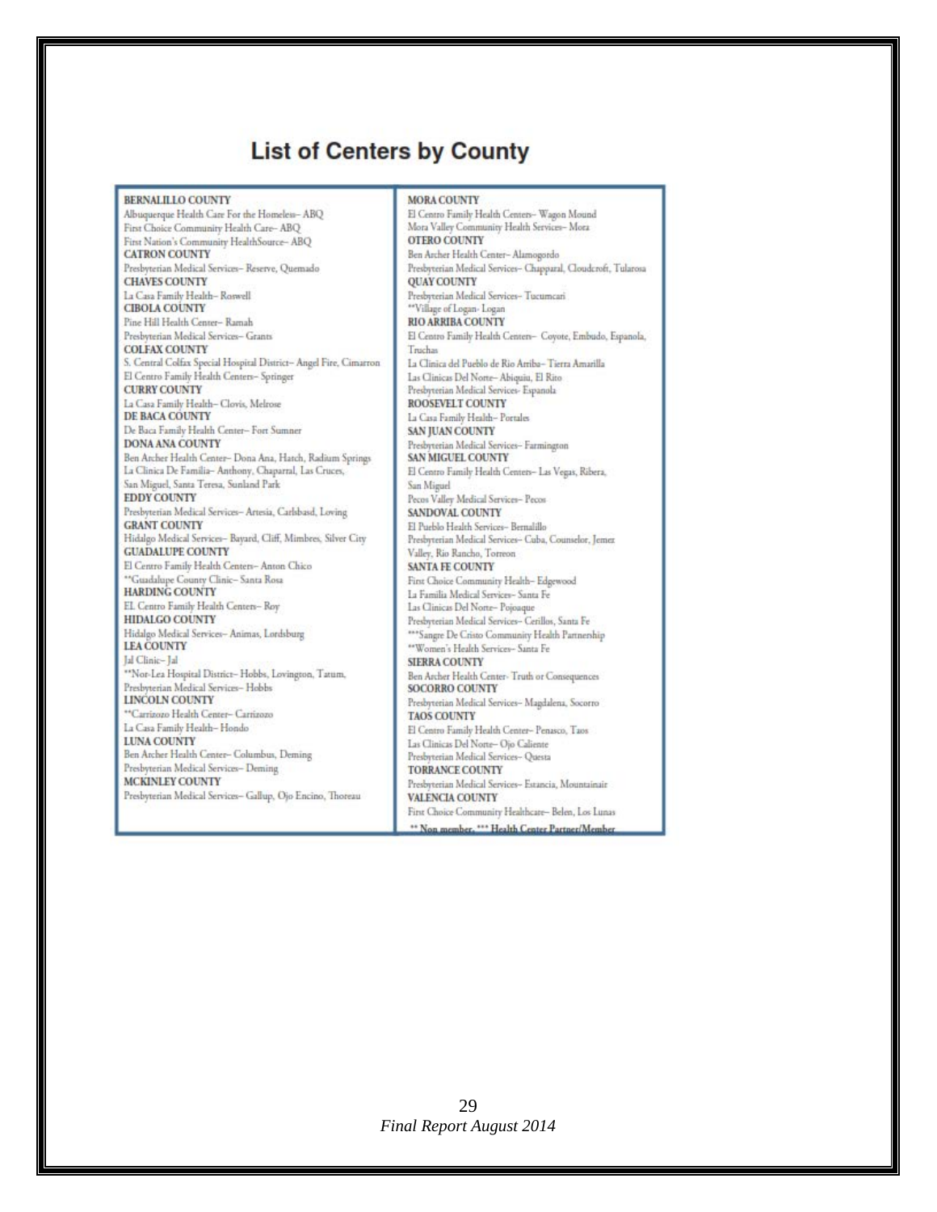# List of Centers by County

**BERNALILLO COUNTY**
Albuquerque Health Care For the Homeless– ABQ
First Choice Community Health Care– ABQ
First Nation's Community HealthSource– ABQ

**CATRON COUNTY**
Presbyterian Medical Services– Reserve, Quemado

**CHAVES COUNTY**
La Casa Family Health– Roswell

**CIBOLA COUNTY**
Pine Hill Health Center– Ramah
Presbyterian Medical Services– Grants

**COLFAX COUNTY**
S. Central Colfax Special Hospital District– Angel Fire, Cimarron
El Centro Family Health Centers– Springer

**CURRY COUNTY**
La Casa Family Health– Clovis, Melrose

**DE BACA COUNTY**
De Baca Family Health Center– Fort Sumner

**DONA ANA COUNTY**
Ben Archer Health Center– Dona Ana, Hatch, Radium Springs
La Clinica De Familia– Anthony, Chaparral, Las Cruces, San Miguel, Santa Teresa, Sunland Park

**EDDY COUNTY**
Presbyterian Medical Services– Artesia, Carlsbad, Loving

**GRANT COUNTY**
Hidalgo Medical Services– Bayard, Cliff, Mimbres, Silver City

**GUADALUPE COUNTY**
El Centro Family Health Centers– Anton Chico
**Guadalupe County Clinic– Santa Rosa

**HARDING COUNTY**
EL Centro Family Health Centers– Roy

**HIDALGO COUNTY**
Hidalgo Medical Services– Animas, Lordsburg

**LEA COUNTY**
Jal Clinic– Jal
**Nor-Lea Hospital District– Hobbs, Lovington, Tatum,
Presbyterian Medical Services– Hobbs

**LINCOLN COUNTY**
**Carrizozo Health Center– Carrizozo
La Casa Family Health– Hondo

**LUNA COUNTY**
Ben Archer Health Center– Columbus, Deming
Presbyterian Medical Services– Deming

**MCKINLEY COUNTY**
Presbyterian Medical Services– Gallup, Ojo Encino, Thoreau

**MORA COUNTY**
El Centro Family Health Centers– Wagon Mound
Mora Valley Community Health Services– Mora

**OTERO COUNTY**
Ben Archer Health Center– Alamogordo
Presbyterian Medical Services– Chapparal, Cloudcroft, Tularosa

**QUAY COUNTY**
Presbyterian Medical Services– Tucumcari
**Village of Logan- Logan

**RIO ARRIBA COUNTY**
El Centro Family Health Centers– Coyote, Embudo, Espanola, Truchas
La Clinica del Pueblo de Rio Arriba– Tierra Amarilla
Las Clinicas Del Norte– Abiquiu, El Rito
Presbyterian Medical Services- Espanola

**ROOSEVELT COUNTY**
La Casa Family Health– Portales

**SAN JUAN COUNTY**
Presbyterian Medical Services– Farmington

**SAN MIGUEL COUNTY**
El Centro Family Health Centers– Las Vegas, Ribera, San Miguel
Pecos Valley Medical Services– Pecos

**SANDOVAL COUNTY**
El Pueblo Health Services– Bernalillo
Presbyterian Medical Services– Cuba, Counselor, Jemez Valley, Rio Rancho, Torreon

**SANTA FE COUNTY**
First Choice Community Health– Edgewood
La Familia Medical Services– Santa Fe
Las Clinicas Del Norte– Pojoaque
Presbyterian Medical Services– Cerillos, Santa Fe
***Sangre De Cristo Community Health Partnership
**Women's Health Services– Santa Fe

**SIERRA COUNTY**
Ben Archer Health Center- Truth or Consequences

**SOCORRO COUNTY**
Presbyterian Medical Services– Magdalena, Socorro

**TAOS COUNTY**
El Centro Family Health Center– Penasco, Taos
Las Clinicas Del Norte– Ojo Caliente
Presbyterian Medical Services– Questa

**TORRANCE COUNTY**
Presbyterian Medical Services– Estancia, Mountainair

**VALENCIA COUNTY**
First Choice Community Healthcare– Belen, Los Lunas

** Non member, *** Health Center Partner/Member

*Final Report August 2014*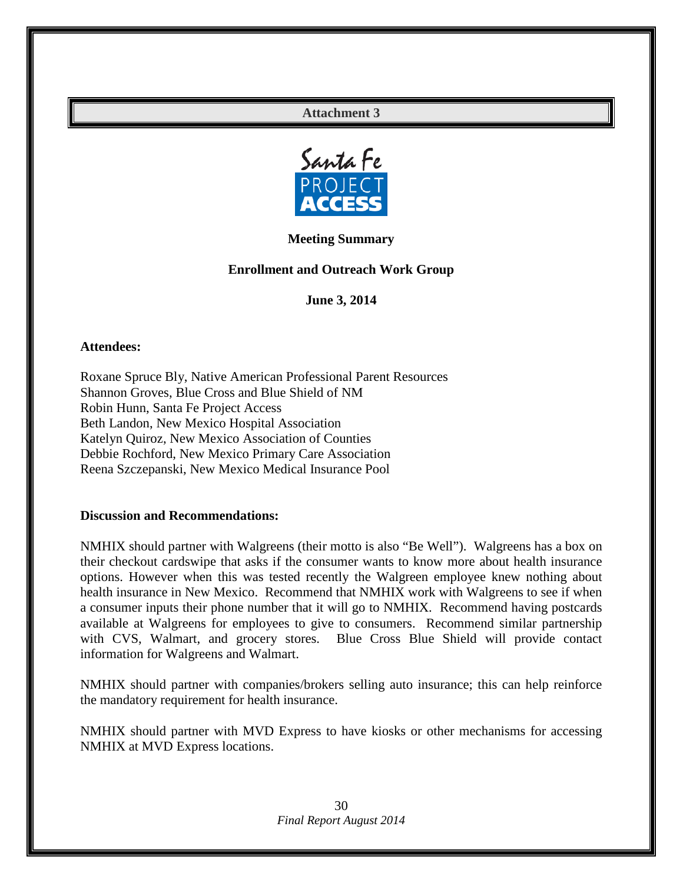**Attachment 3**

Santa Fe PROJECT ACCESS

**Meeting Summary**

**Enrollment and Outreach Work Group**

**June 3, 2014**

**Attendees:**

Roxane Spruce Bly, Native American Professional Parent Resources
Shannon Groves, Blue Cross and Blue Shield of NM
Robin Hunn, Santa Fe Project Access
Beth Landon, New Mexico Hospital Association
Katelyn Quiroz, New Mexico Association of Counties
Debbie Rochford, New Mexico Primary Care Association
Reena Szczepanski, New Mexico Medical Insurance Pool

**Discussion and Recommendations:**

NMHIX should partner with Walgreens (their motto is also "Be Well"). Walgreens has a box on their checkout cardswipe that asks if the consumer wants to know more about health insurance options. However when this was tested recently the Walgreen employee knew nothing about health insurance in New Mexico. Recommend that NMHIX work with Walgreens to see if when a consumer inputs their phone number that it will go to NMHIX. Recommend having postcards available at Walgreens for employees to give to consumers. Recommend similar partnership with CVS, Walmart, and grocery stores. Blue Cross Blue Shield will provide contact information for Walgreens and Walmart.

NMHIX should partner with companies/brokers selling auto insurance; this can help reinforce the mandatory requirement for health insurance.

NMHIX should partner with MVD Express to have kiosks or other mechanisms for accessing NMHIX at MVD Express locations.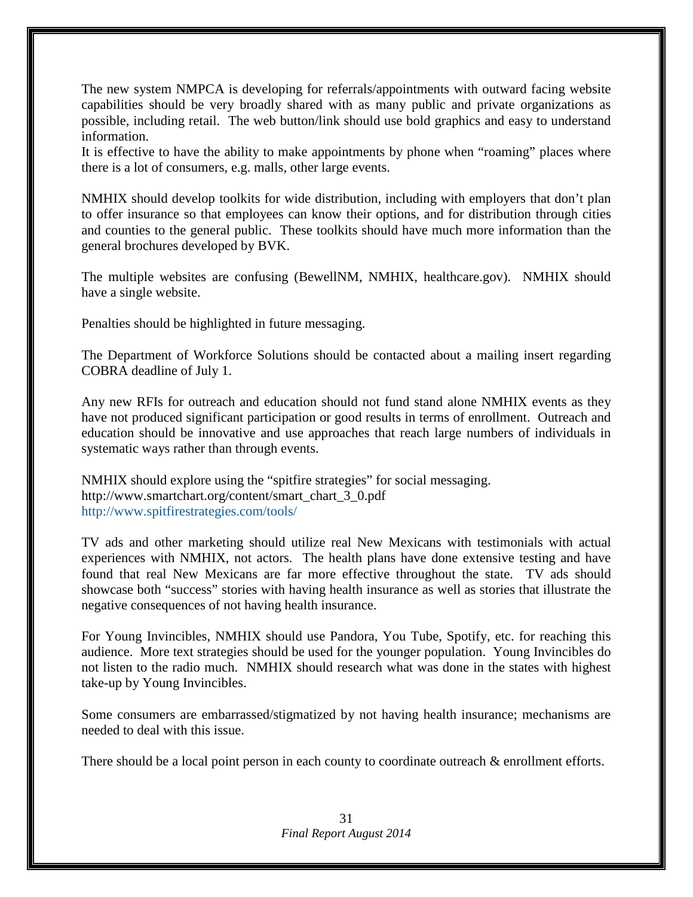The new system NMPCA is developing for referrals/appointments with outward facing website capabilities should be very broadly shared with as many public and private organizations as possible, including retail. The web button/link should use bold graphics and easy to understand information.
It is effective to have the ability to make appointments by phone when "roaming" places where there is a lot of consumers, e.g. malls, other large events.

NMHIX should develop toolkits for wide distribution, including with employers that don't plan to offer insurance so that employees can know their options, and for distribution through cities and counties to the general public. These toolkits should have much more information than the general brochures developed by BVK.

The multiple websites are confusing (BewellNM, NMHIX, healthcare.gov). NMHIX should have a single website.

Penalties should be highlighted in future messaging.

The Department of Workforce Solutions should be contacted about a mailing insert regarding COBRA deadline of July 1.

Any new RFIs for outreach and education should not fund stand alone NMHIX events as they have not produced significant participation or good results in terms of enrollment. Outreach and education should be innovative and use approaches that reach large numbers of individuals in systematic ways rather than through events.

NMHIX should explore using the "spitfire strategies" for social messaging.
http://www.smartchart.org/content/smart_chart_3_0.pdf
http://www.spitfirestrategies.com/tools/

TV ads and other marketing should utilize real New Mexicans with testimonials with actual experiences with NMHIX, not actors. The health plans have done extensive testing and have found that real New Mexicans are far more effective throughout the state. TV ads should showcase both "success" stories with having health insurance as well as stories that illustrate the negative consequences of not having health insurance.

For Young Invincibles, NMHIX should use Pandora, You Tube, Spotify, etc. for reaching this audience. More text strategies should be used for the younger population. Young Invincibles do not listen to the radio much. NMHIX should research what was done in the states with highest take-up by Young Invincibles.

Some consumers are embarrassed/stigmatized by not having health insurance; mechanisms are needed to deal with this issue.

There should be a local point person in each county to coordinate outreach & enrollment efforts.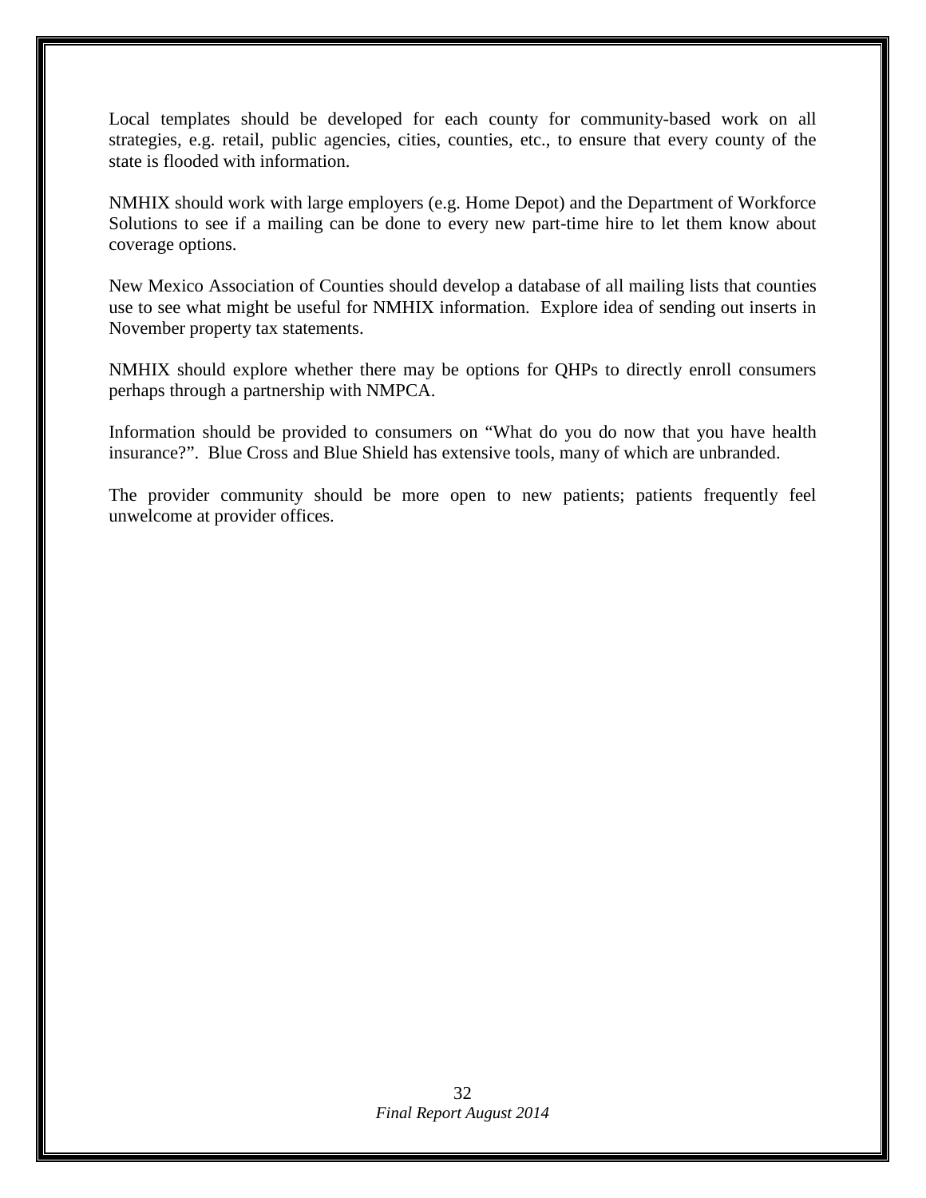Local templates should be developed for each county for community-based work on all strategies, e.g. retail, public agencies, cities, counties, etc., to ensure that every county of the state is flooded with information.

NMHIX should work with large employers (e.g. Home Depot) and the Department of Workforce Solutions to see if a mailing can be done to every new part-time hire to let them know about coverage options.

New Mexico Association of Counties should develop a database of all mailing lists that counties use to see what might be useful for NMHIX information. Explore idea of sending out inserts in November property tax statements.

NMHIX should explore whether there may be options for QHPs to directly enroll consumers perhaps through a partnership with NMPCA.

Information should be provided to consumers on "What do you do now that you have health insurance?". Blue Cross and Blue Shield has extensive tools, many of which are unbranded.

The provider community should be more open to new patients; patients frequently feel unwelcome at provider offices.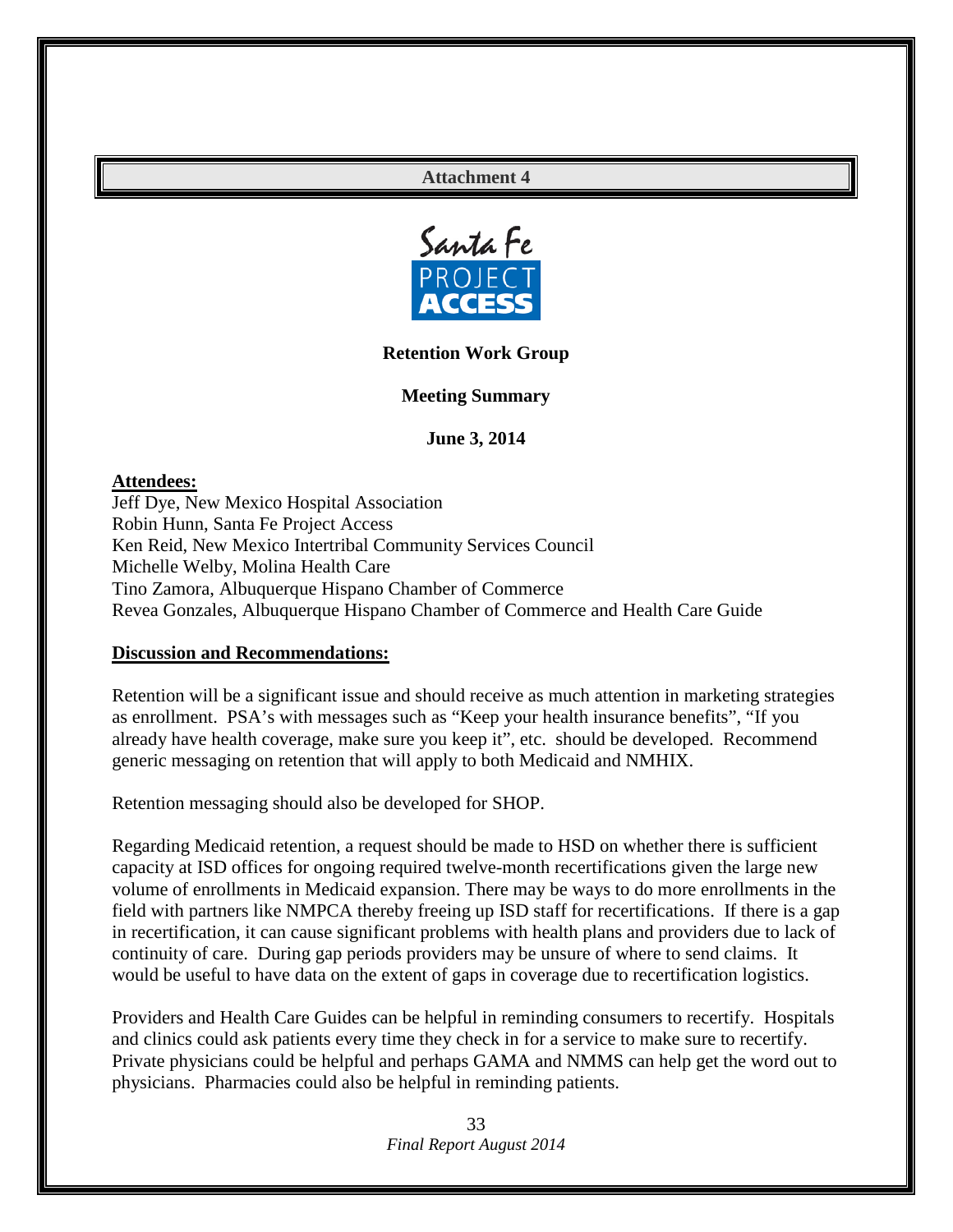**Attachment 4**

Santa Fe PROJECT ACCESS

**Retention Work Group**

**Meeting Summary**

**June 3, 2014**

**Attendees:**

Jeff Dye, New Mexico Hospital Association
Robin Hunn, Santa Fe Project Access
Ken Reid, New Mexico Intertribal Community Services Council
Michelle Welby, Molina Health Care
Tino Zamora, Albuquerque Hispano Chamber of Commerce
Revea Gonzales, Albuquerque Hispano Chamber of Commerce and Health Care Guide

**Discussion and Recommendations:**

Retention will be a significant issue and should receive as much attention in marketing strategies as enrollment. PSA's with messages such as "Keep your health insurance benefits", "If you already have health coverage, make sure you keep it", etc. should be developed. Recommend generic messaging on retention that will apply to both Medicaid and NMHIX.

Retention messaging should also be developed for SHOP.

Regarding Medicaid retention, a request should be made to HSD on whether there is sufficient capacity at ISD offices for ongoing required twelve-month recertifications given the large new volume of enrollments in Medicaid expansion. There may be ways to do more enrollments in the field with partners like NMPCA thereby freeing up ISD staff for recertifications. If there is a gap in recertification, it can cause significant problems with health plans and providers due to lack of continuity of care. During gap periods providers may be unsure of where to send claims. It would be useful to have data on the extent of gaps in coverage due to recertification logistics.

Providers and Health Care Guides can be helpful in reminding consumers to recertify. Hospitals and clinics could ask patients every time they check in for a service to make sure to recertify. Private physicians could be helpful and perhaps GAMA and NMMS can help get the word out to physicians. Pharmacies could also be helpful in reminding patients.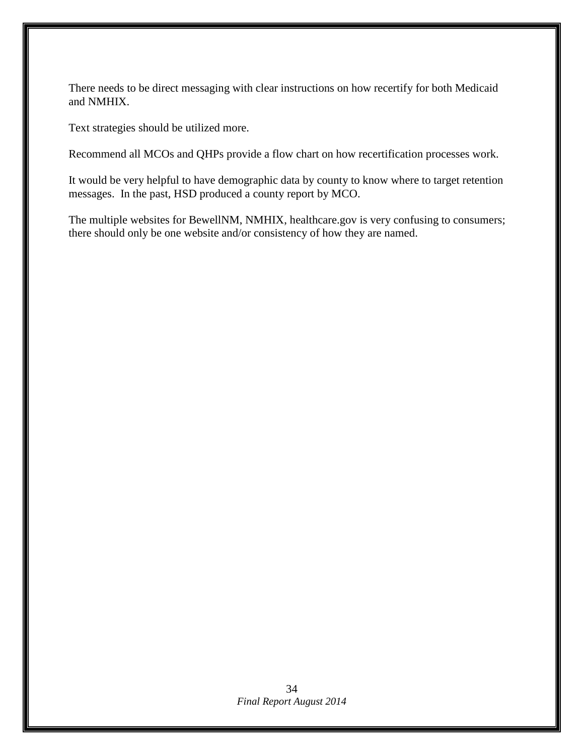There needs to be direct messaging with clear instructions on how recertify for both Medicaid and NMHIX.

Text strategies should be utilized more.

Recommend all MCOs and QHPs provide a flow chart on how recertification processes work.

It would be very helpful to have demographic data by county to know where to target retention messages. In the past, HSD produced a county report by MCO.

The multiple websites for BewellNM, NMHIX, healthcare.gov is very confusing to consumers; there should only be one website and/or consistency of how they are named.